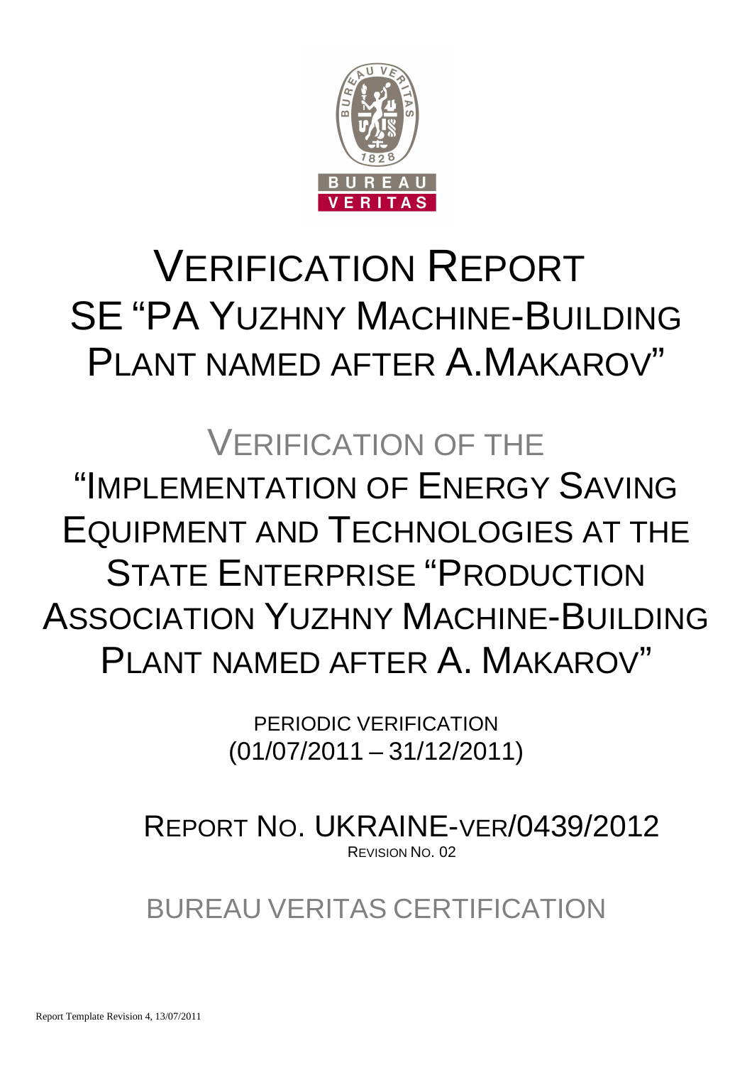# VERIFICATION REPORT
# SE "PA YUZHNY MACHINE-BUILDING PLANT NAMED AFTER A.MAKAROV"

## VERIFICATION OF THE

## "IMPLEMENTATION OF ENERGY SAVING EQUIPMENT AND TECHNOLOGIES AT THE STATE ENTERPRISE "PRODUCTION ASSOCIATION YUZHNY MACHINE-BUILDING PLANT NAMED AFTER A. MAKAROV"

PERIODIC VERIFICATION
(01/07/2011 – 31/12/2011)

REPORT NO. UKRAINE-VER/0439/2012
REVISION NO. 02

BUREAU VERITAS CERTIFICATION

Report Template Revision 4, 13/07/2011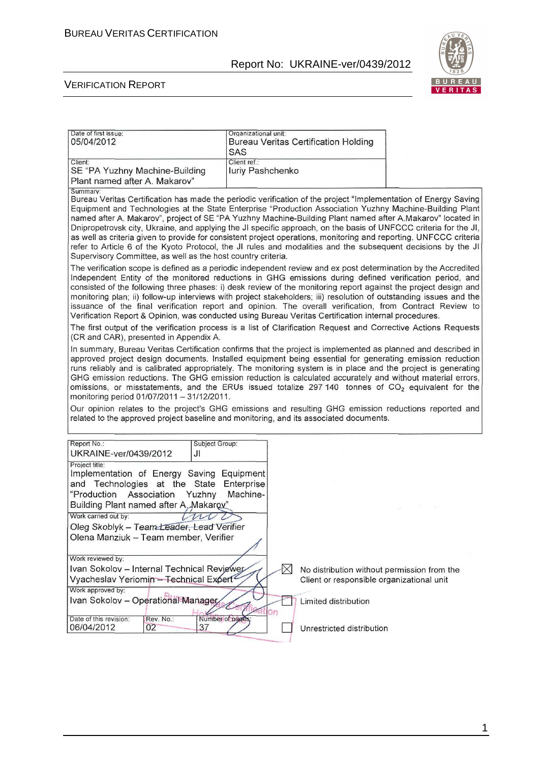| Date of first issue: 05/04/2012 | Organizational unit: Bureau Veritas Certification Holding SAS |
| --- | --- |
| Client: SE "PA Yuzhny Machine-Building Plant named after A. Makarov" | Client ref.: Iuriy Pashchenko |

Summary:

Bureau Veritas Certification has made the periodic verification of the project "Implementation of Energy Saving Equipment and Technologies at the State Enterprise "Production Association Yuzhny Machine-Building Plant named after A. Makarov", project of SE "PA Yuzhny Machine-Building Plant named after A.Makarov" located in Dnipropetrovsk city, Ukraine, and applying the JI specific approach, on the basis of UNFCCC criteria for the JI, as well as criteria given to provide for consistent project operations, monitoring and reporting. UNFCCC criteria refer to Article 6 of the Kyoto Protocol, the JI rules and modalities and the subsequent decisions by the JI Supervisory Committee, as well as the host country criteria.

The verification scope is defined as a periodic independent review and ex post determination by the Accredited Independent Entity of the monitored reductions in GHG emissions during defined verification period, and consisted of the following three phases: i) desk review of the monitoring report against the project design and monitoring plan; ii) follow-up interviews with project stakeholders; iii) resolution of outstanding issues and the issuance of the final verification report and opinion. The overall verification, from Contract Review to Verification Report & Opinion, was conducted using Bureau Veritas Certification internal procedures.

The first output of the verification process is a list of Clarification Request and Corrective Actions Requests (CR and CAR), presented in Appendix A.

In summary, Bureau Veritas Certification confirms that the project is implemented as planned and described in approved project design documents. Installed equipment being essential for generating emission reduction runs reliably and is calibrated appropriately. The monitoring system is in place and the project is generating GHG emission reductions. The GHG emission reduction is calculated accurately and without material errors, omissions, or misstatements, and the ERUs issued totalize 297 140 tonnes of $CO_2$ equivalent for the monitoring period 01/07/2011 – 31/12/2011.

Our opinion relates to the project's GHG emissions and resulting GHG emission reductions reported and related to the approved project baseline and monitoring, and its associated documents.

| Report No.: UKRAINE-ver/0439/2012 | Subject Group: JI | |
| --- | --- | --- |
| Project title: Implementation of Energy Saving Equipment and Technologies at the State Enterprise "Production Association Yuzhny Machine-Building Plant named after A. Makarov" | | |
| Work carried out by: *Oleg Skoblyk – Team Leader, Lead Verifier* *Olena Manziuk – Team member, Verifier* | | |
| Work reviewed by: Ivan Sokolov – Internal Technical Reviewer Vyacheslav Yeriomin – Technical Expert | | |
| Work approved by: Ivan Sokolov – Operational Manager | | |
| Date of this revision: 06/04/2012 | Rev. No.: 02 | Number of pages: 37 |

☒ No distribution without permission from the Client or responsible organizational unit

☐ Limited distribution

☐ Unrestricted distribution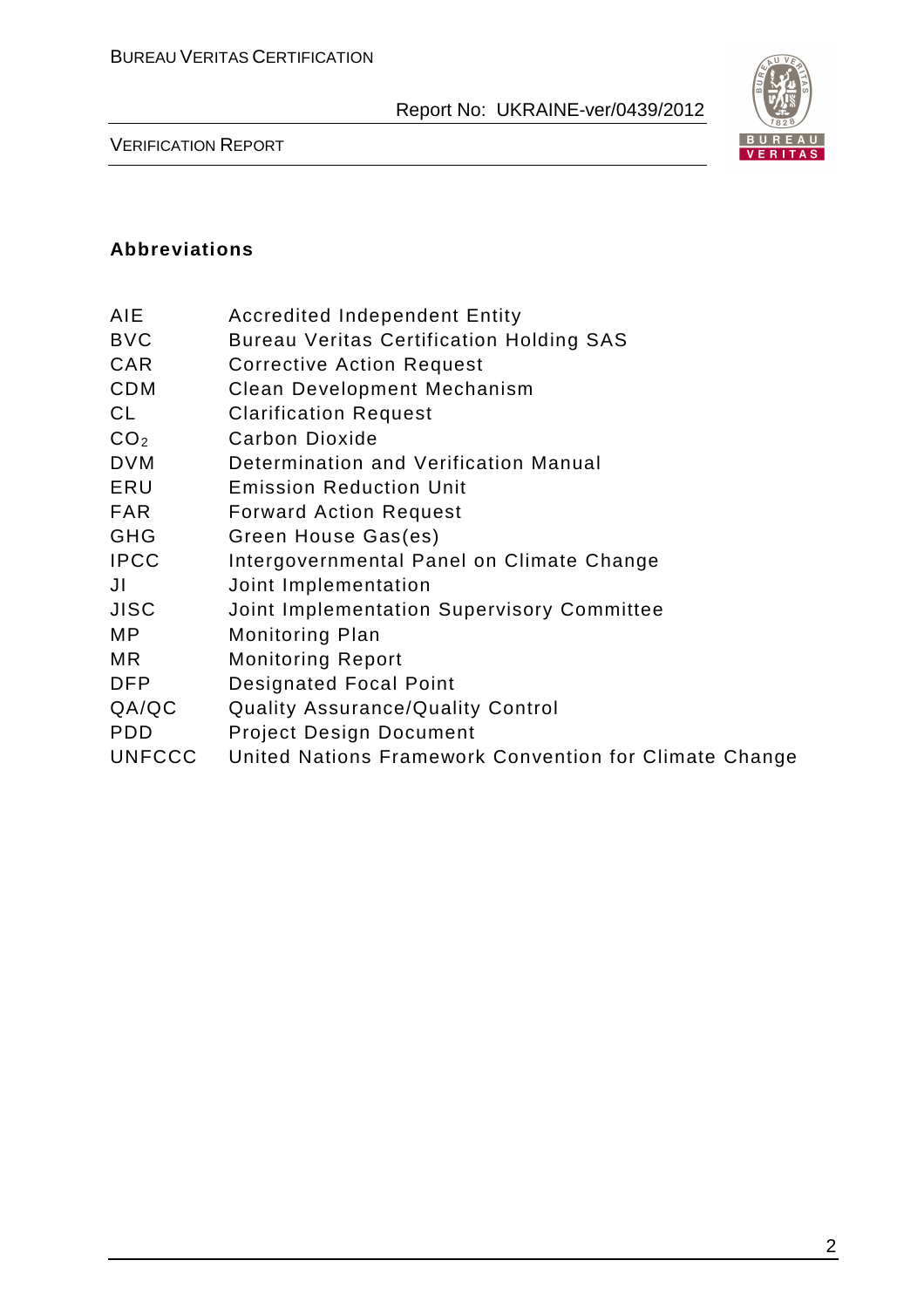### Abbreviations

| | |
|---|---|
| AIE | Accredited Independent Entity |
| BVC | Bureau Veritas Certification Holding SAS |
| CAR | Corrective Action Request |
| CDM | Clean Development Mechanism |
| CL | Clarification Request |
| $CO_2$ | Carbon Dioxide |
| DVM | Determination and Verification Manual |
| ERU | Emission Reduction Unit |
| FAR | Forward Action Request |
| GHG | Green House Gas(es) |
| IPCC | Intergovernmental Panel on Climate Change |
| JI | Joint Implementation |
| JISC | Joint Implementation Supervisory Committee |
| MP | Monitoring Plan |
| MR | Monitoring Report |
| DFP | Designated Focal Point |
| QA/QC | Quality Assurance/Quality Control |
| PDD | Project Design Document |
| UNFCCC | United Nations Framework Convention for Climate Change |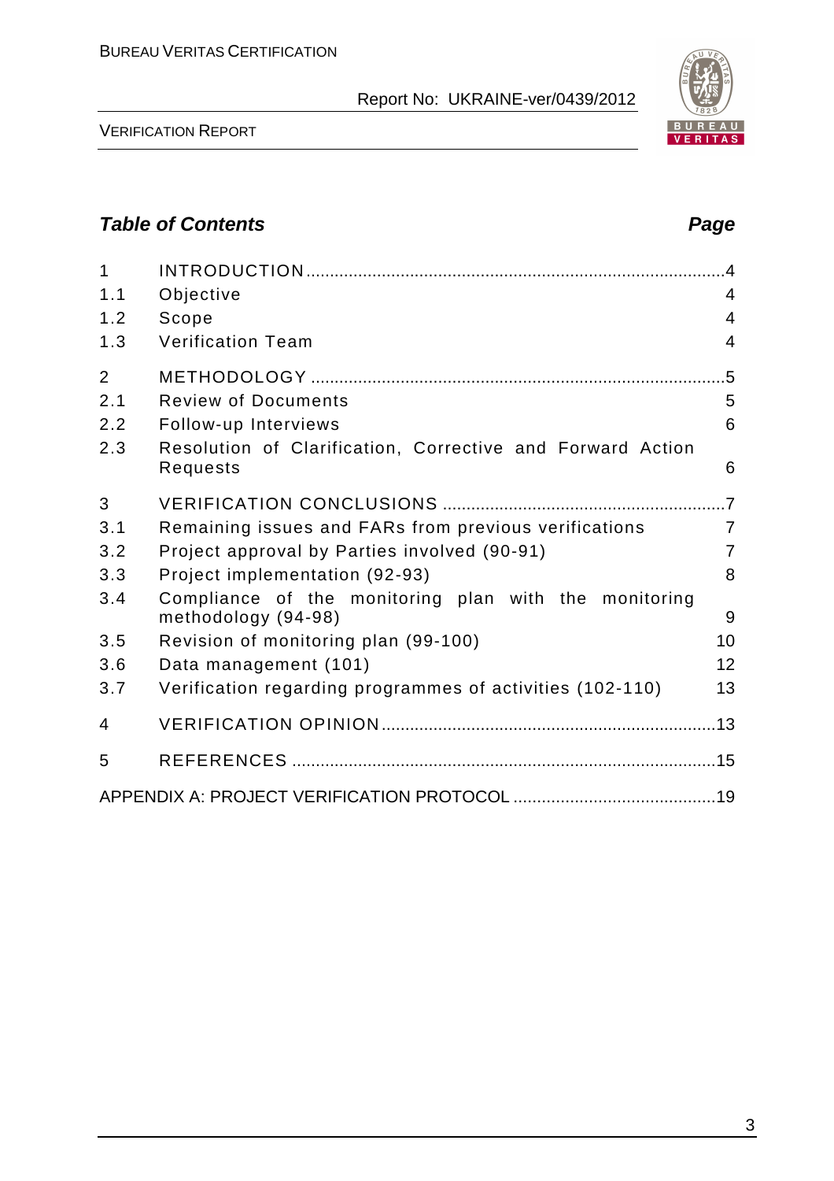## *Table of Contents* *Page*

| | | |
|---|---|---|
| 1 | INTRODUCTION | 4 |
| 1.1 | Objective | 4 |
| 1.2 | Scope | 4 |
| 1.3 | Verification Team | 4 |
| 2 | METHODOLOGY | 5 |
| 2.1 | Review of Documents | 5 |
| 2.2 | Follow-up Interviews | 6 |
| 2.3 | Resolution of Clarification, Corrective and Forward Action Requests | 6 |
| 3 | VERIFICATION CONCLUSIONS | 7 |
| 3.1 | Remaining issues and FARs from previous verifications | 7 |
| 3.2 | Project approval by Parties involved (90-91) | 7 |
| 3.3 | Project implementation (92-93) | 8 |
| 3.4 | Compliance of the monitoring plan with the monitoring methodology (94-98) | 9 |
| 3.5 | Revision of monitoring plan (99-100) | 10 |
| 3.6 | Data management (101) | 12 |
| 3.7 | Verification regarding programmes of activities (102-110) | 13 |
| 4 | VERIFICATION OPINION | 13 |
| 5 | REFERENCES | 15 |
| | APPENDIX A: PROJECT VERIFICATION PROTOCOL | 19 |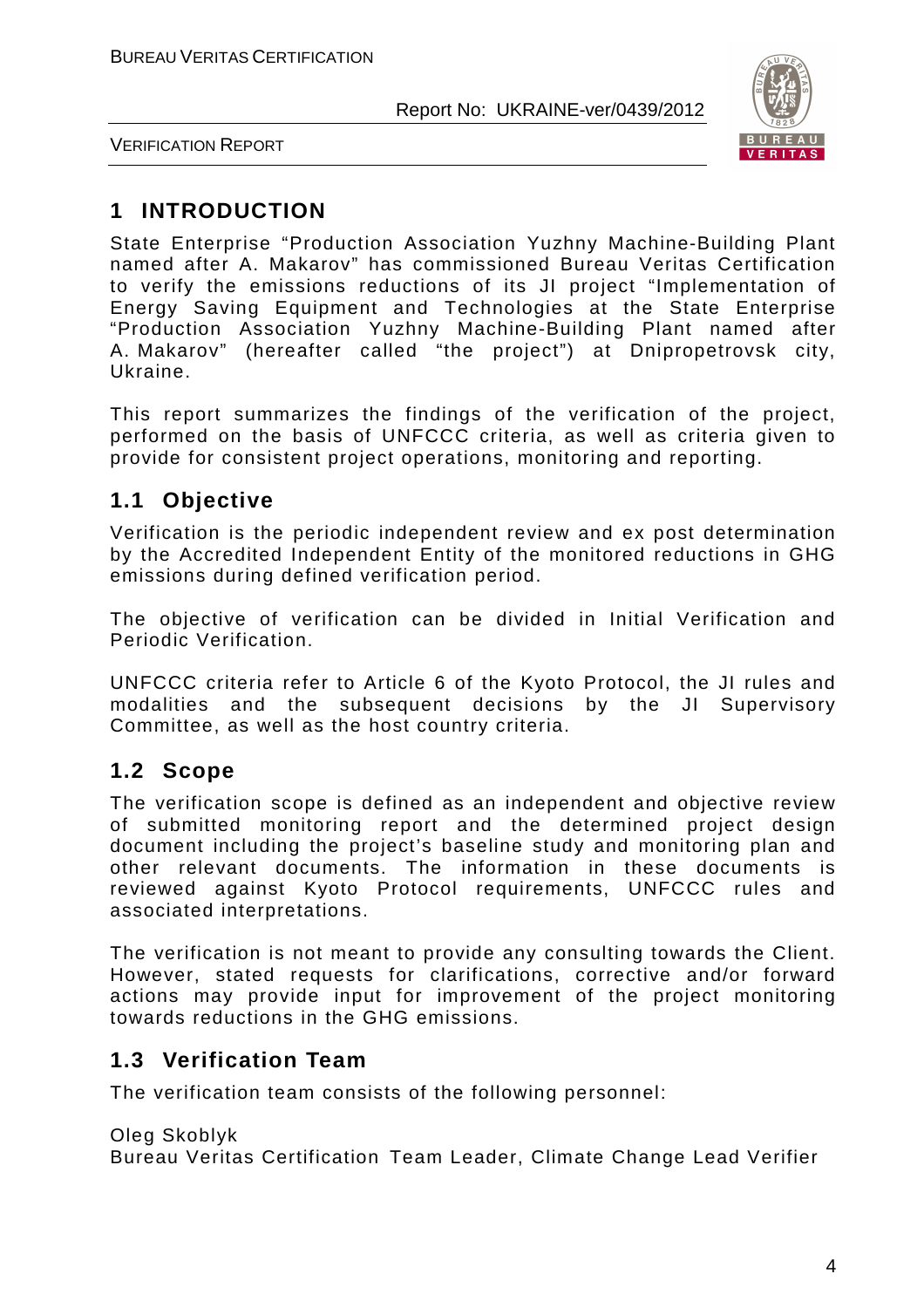# 1 INTRODUCTION

State Enterprise "Production Association Yuzhny Machine-Building Plant named after A. Makarov" has commissioned Bureau Veritas Certification to verify the emissions reductions of its JI project "Implementation of Energy Saving Equipment and Technologies at the State Enterprise "Production Association Yuzhny Machine-Building Plant named after A. Makarov" (hereafter called "the project") at Dnipropetrovsk city, Ukraine.

This report summarizes the findings of the verification of the project, performed on the basis of UNFCCC criteria, as well as criteria given to provide for consistent project operations, monitoring and reporting.

## 1.1 Objective

Verification is the periodic independent review and ex post determination by the Accredited Independent Entity of the monitored reductions in GHG emissions during defined verification period.

The objective of verification can be divided in Initial Verification and Periodic Verification.

UNFCCC criteria refer to Article 6 of the Kyoto Protocol, the JI rules and modalities and the subsequent decisions by the JI Supervisory Committee, as well as the host country criteria.

## 1.2 Scope

The verification scope is defined as an independent and objective review of submitted monitoring report and the determined project design document including the project's baseline study and monitoring plan and other relevant documents. The information in these documents is reviewed against Kyoto Protocol requirements, UNFCCC rules and associated interpretations.

The verification is not meant to provide any consulting towards the Client. However, stated requests for clarifications, corrective and/or forward actions may provide input for improvement of the project monitoring towards reductions in the GHG emissions.

## 1.3 Verification Team

The verification team consists of the following personnel:

Oleg Skoblyk
Bureau Veritas Certification Team Leader, Climate Change Lead Verifier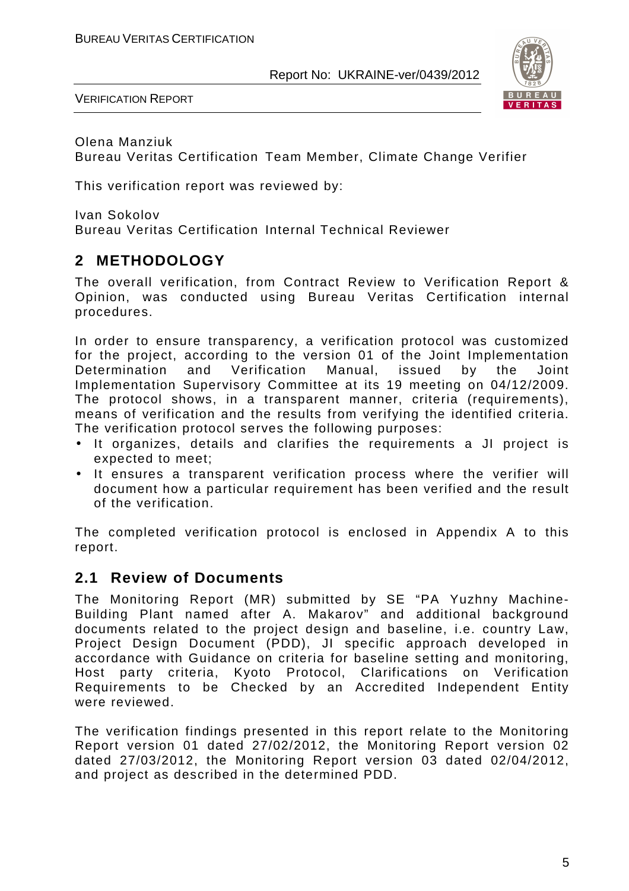Olena Manziuk
Bureau Veritas Certification Team Member, Climate Change Verifier

This verification report was reviewed by:

Ivan Sokolov
Bureau Veritas Certification Internal Technical Reviewer

## 2 METHODOLOGY

The overall verification, from Contract Review to Verification Report & Opinion, was conducted using Bureau Veritas Certification internal procedures.

In order to ensure transparency, a verification protocol was customized for the project, according to the version 01 of the Joint Implementation Determination and Verification Manual, issued by the Joint Implementation Supervisory Committee at its 19 meeting on 04/12/2009. The protocol shows, in a transparent manner, criteria (requirements), means of verification and the results from verifying the identified criteria. The verification protocol serves the following purposes:

- It organizes, details and clarifies the requirements a JI project is expected to meet;
- It ensures a transparent verification process where the verifier will document how a particular requirement has been verified and the result of the verification.

The completed verification protocol is enclosed in Appendix A to this report.

### 2.1 Review of Documents

The Monitoring Report (MR) submitted by SE "PA Yuzhny Machine-Building Plant named after A. Makarov" and additional background documents related to the project design and baseline, i.e. country Law, Project Design Document (PDD), JI specific approach developed in accordance with Guidance on criteria for baseline setting and monitoring, Host party criteria, Kyoto Protocol, Clarifications on Verification Requirements to be Checked by an Accredited Independent Entity were reviewed.

The verification findings presented in this report relate to the Monitoring Report version 01 dated 27/02/2012, the Monitoring Report version 02 dated 27/03/2012, the Monitoring Report version 03 dated 02/04/2012, and project as described in the determined PDD.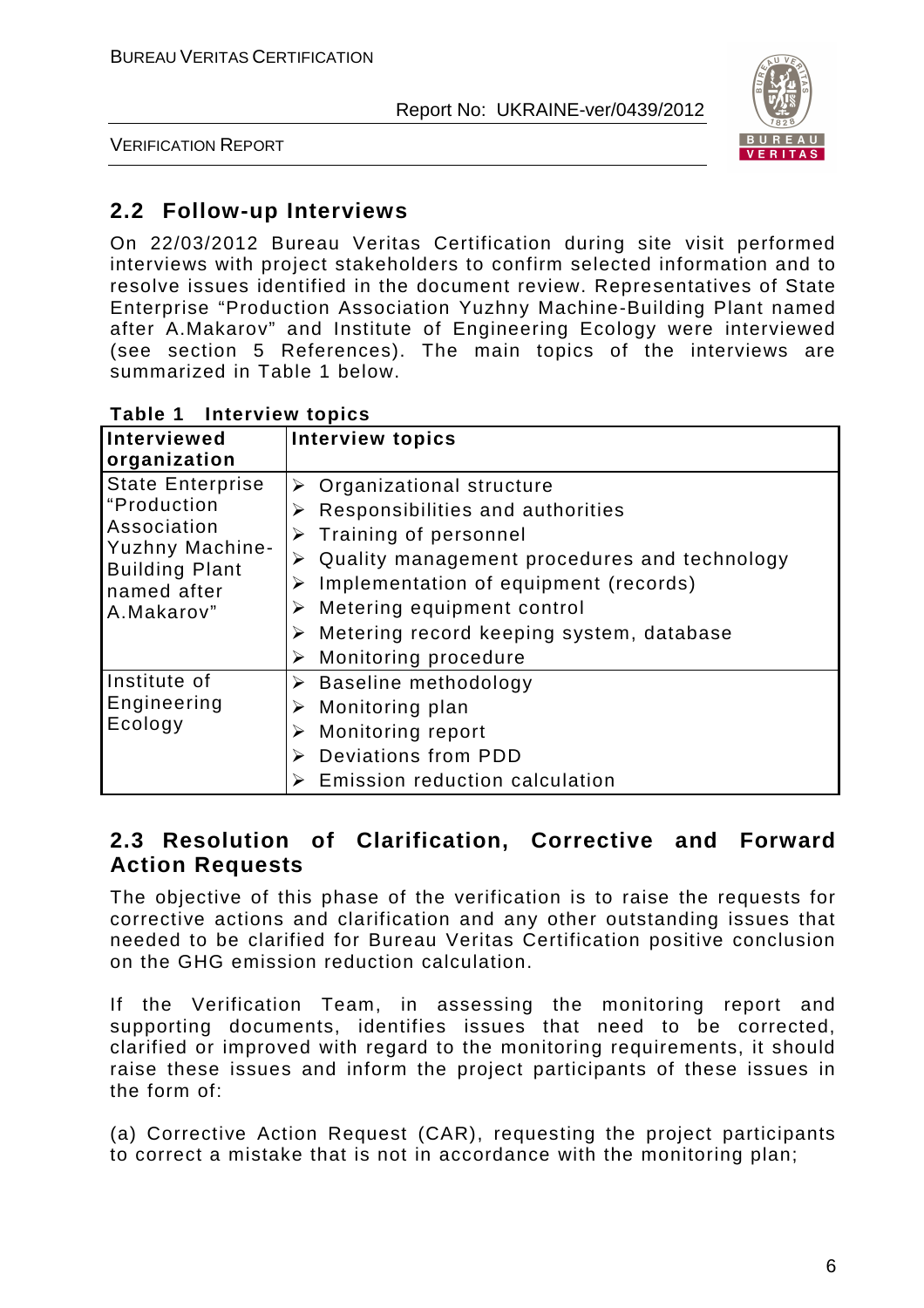## 2.2 Follow-up Interviews

On 22/03/2012 Bureau Veritas Certification during site visit performed interviews with project stakeholders to confirm selected information and to resolve issues identified in the document review. Representatives of State Enterprise "Production Association Yuzhny Machine-Building Plant named after A.Makarov" and Institute of Engineering Ecology were interviewed (see section 5 References). The main topics of the interviews are summarized in Table 1 below.

**Table 1 Interview topics**

| Interviewed organization | Interview topics |
|---|---|
| State Enterprise "Production Association Yuzhny Machine-Building Plant named after A.Makarov" | ➢ Organizational structure<br>➢ Responsibilities and authorities<br>➢ Training of personnel<br>➢ Quality management procedures and technology<br>➢ Implementation of equipment (records)<br>➢ Metering equipment control<br>➢ Metering record keeping system, database<br>➢ Monitoring procedure |
| Institute of Engineering Ecology | ➢ Baseline methodology<br>➢ Monitoring plan<br>➢ Monitoring report<br>➢ Deviations from PDD<br>➢ Emission reduction calculation |

## 2.3 Resolution of Clarification, Corrective and Forward Action Requests

The objective of this phase of the verification is to raise the requests for corrective actions and clarification and any other outstanding issues that needed to be clarified for Bureau Veritas Certification positive conclusion on the GHG emission reduction calculation.

If the Verification Team, in assessing the monitoring report and supporting documents, identifies issues that need to be corrected, clarified or improved with regard to the monitoring requirements, it should raise these issues and inform the project participants of these issues in the form of:

(a) Corrective Action Request (CAR), requesting the project participants to correct a mistake that is not in accordance with the monitoring plan;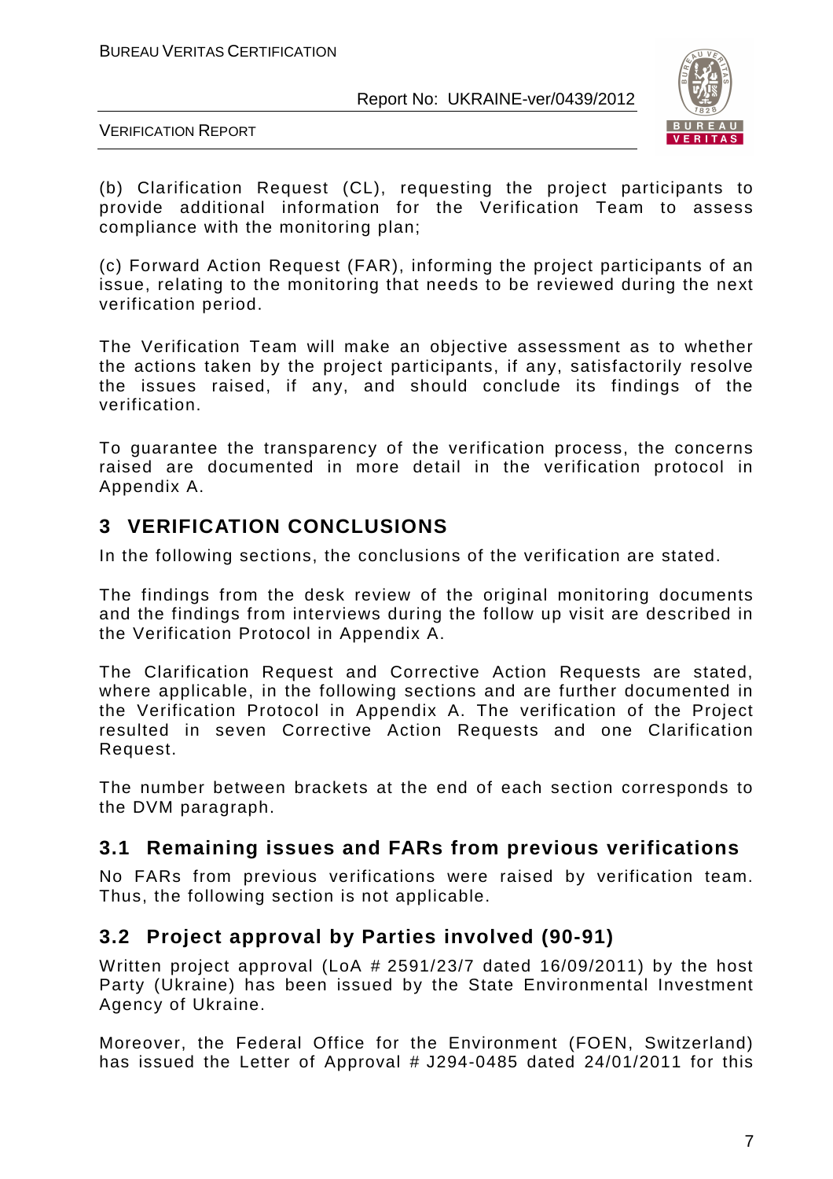(b) Clarification Request (CL), requesting the project participants to provide additional information for the Verification Team to assess compliance with the monitoring plan;

(c) Forward Action Request (FAR), informing the project participants of an issue, relating to the monitoring that needs to be reviewed during the next verification period.

The Verification Team will make an objective assessment as to whether the actions taken by the project participants, if any, satisfactorily resolve the issues raised, if any, and should conclude its findings of the verification.

To guarantee the transparency of the verification process, the concerns raised are documented in more detail in the verification protocol in Appendix A.

# 3 VERIFICATION CONCLUSIONS

In the following sections, the conclusions of the verification are stated.

The findings from the desk review of the original monitoring documents and the findings from interviews during the follow up visit are described in the Verification Protocol in Appendix A.

The Clarification Request and Corrective Action Requests are stated, where applicable, in the following sections and are further documented in the Verification Protocol in Appendix A. The verification of the Project resulted in seven Corrective Action Requests and one Clarification Request.

The number between brackets at the end of each section corresponds to the DVM paragraph.

## 3.1 Remaining issues and FARs from previous verifications

No FARs from previous verifications were raised by verification team. Thus, the following section is not applicable.

## 3.2 Project approval by Parties involved (90-91)

Written project approval (LoA # 2591/23/7 dated 16/09/2011) by the host Party (Ukraine) has been issued by the State Environmental Investment Agency of Ukraine.

Moreover, the Federal Office for the Environment (FOEN, Switzerland) has issued the Letter of Approval # J294-0485 dated 24/01/2011 for this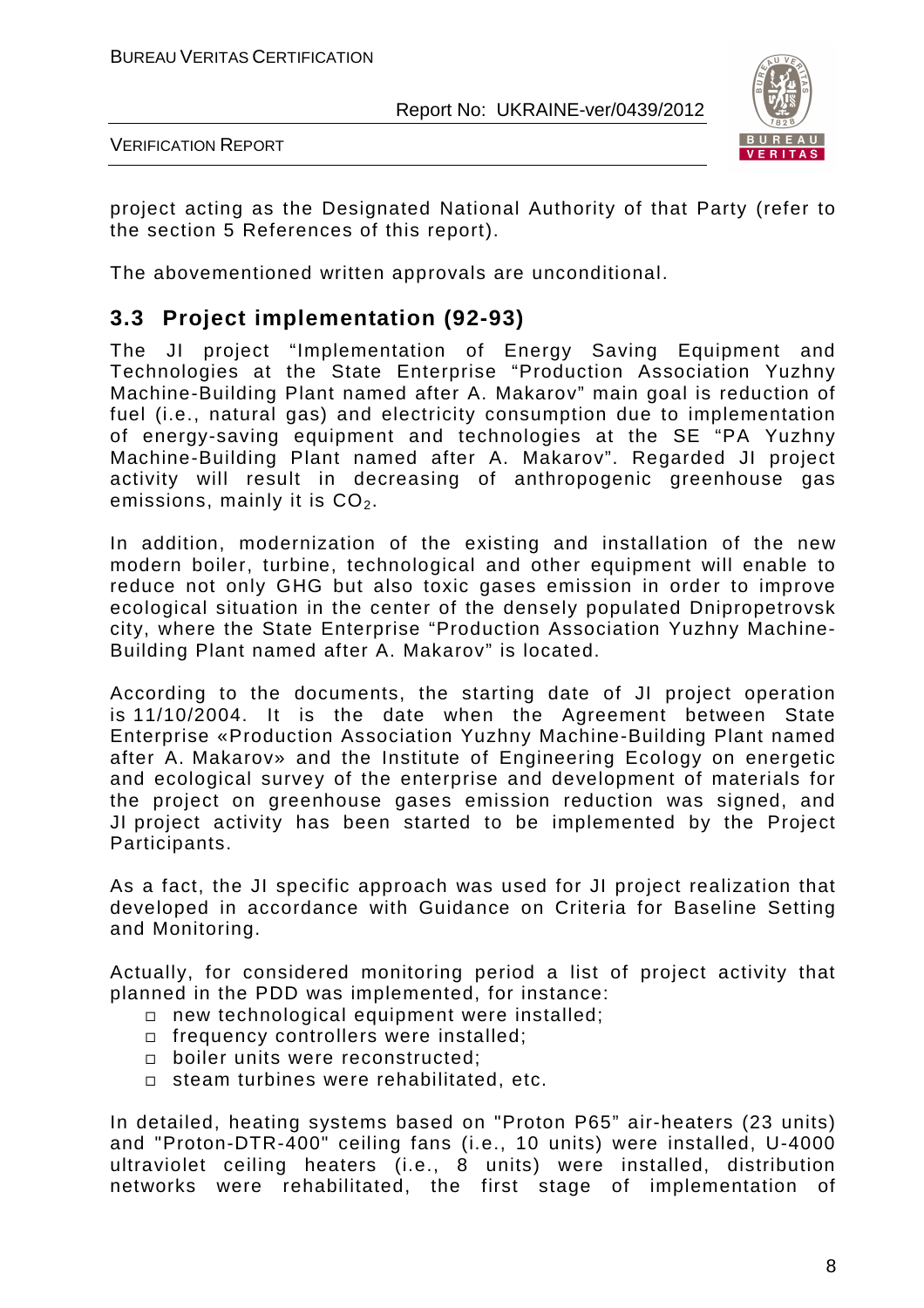project acting as the Designated National Authority of that Party (refer to the section 5 References of this report).

The abovementioned written approvals are unconditional.

## 3.3 Project implementation (92-93)

The JI project "Implementation of Energy Saving Equipment and Technologies at the State Enterprise "Production Association Yuzhny Machine-Building Plant named after A. Makarov" main goal is reduction of fuel (i.e., natural gas) and electricity consumption due to implementation of energy-saving equipment and technologies at the SE "PA Yuzhny Machine-Building Plant named after A. Makarov". Regarded JI project activity will result in decreasing of anthropogenic greenhouse gas emissions, mainly it is $CO_2$.

In addition, modernization of the existing and installation of the new modern boiler, turbine, technological and other equipment will enable to reduce not only GHG but also toxic gases emission in order to improve ecological situation in the center of the densely populated Dnipropetrovsk city, where the State Enterprise "Production Association Yuzhny Machine-Building Plant named after A. Makarov" is located.

According to the documents, the starting date of JI project operation is 11/10/2004. It is the date when the Agreement between State Enterprise «Production Association Yuzhny Machine-Building Plant named after A. Makarov» and the Institute of Engineering Ecology on energetic and ecological survey of the enterprise and development of materials for the project on greenhouse gases emission reduction was signed, and JI project activity has been started to be implemented by the Project Participants.

As a fact, the JI specific approach was used for JI project realization that developed in accordance with Guidance on Criteria for Baseline Setting and Monitoring.

Actually, for considered monitoring period a list of project activity that planned in the PDD was implemented, for instance:

- new technological equipment were installed;
- frequency controllers were installed;
- boiler units were reconstructed;
- steam turbines were rehabilitated, etc.

In detailed, heating systems based on "Proton P65" air-heaters (23 units) and "Proton-DTR-400" ceiling fans (i.e., 10 units) were installed, U-4000 ultraviolet ceiling heaters (i.e., 8 units) were installed, distribution networks were rehabilitated, the first stage of implementation of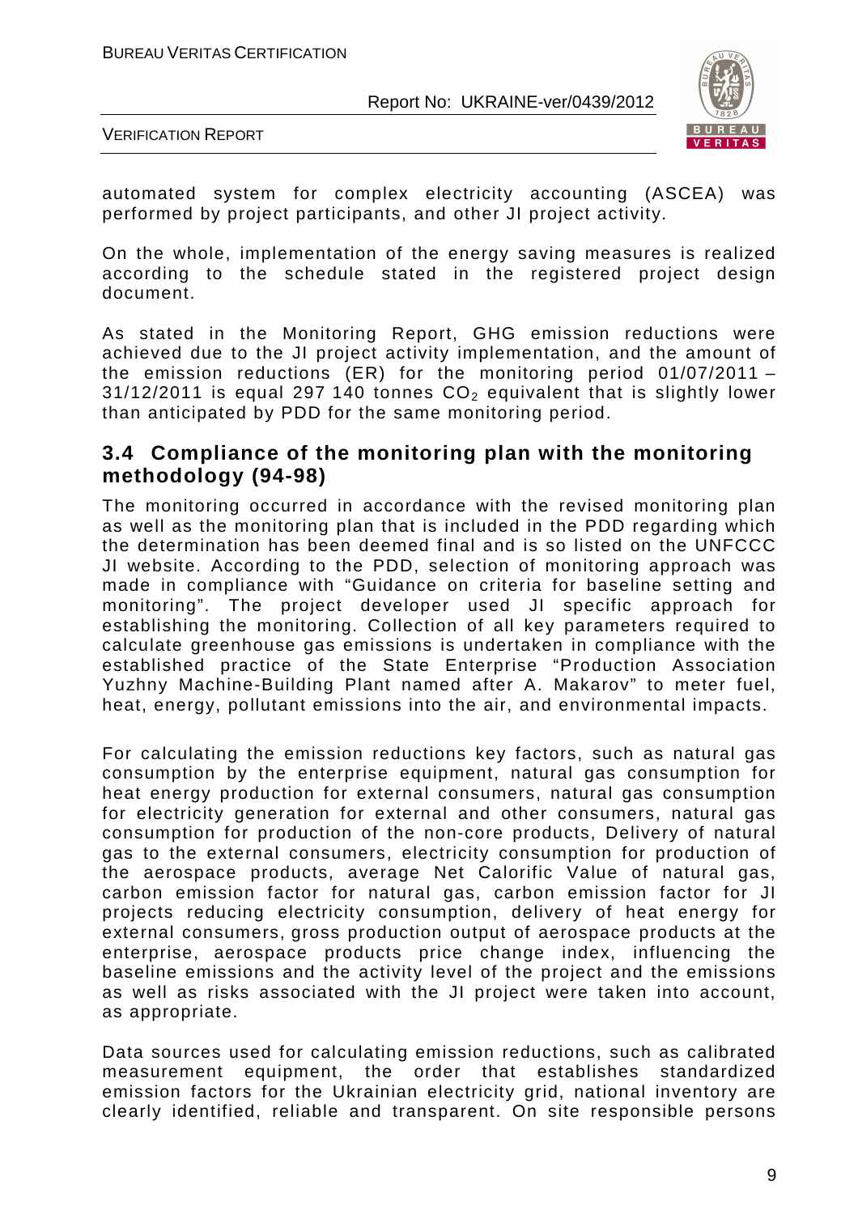automated system for complex electricity accounting (ASCEA) was performed by project participants, and other JI project activity.

On the whole, implementation of the energy saving measures is realized according to the schedule stated in the registered project design document.

As stated in the Monitoring Report, GHG emission reductions were achieved due to the JI project activity implementation, and the amount of the emission reductions (ER) for the monitoring period 01/07/2011 – 31/12/2011 is equal 297 140 tonnes $CO_2$ equivalent that is slightly lower than anticipated by PDD for the same monitoring period.

## 3.4 Compliance of the monitoring plan with the monitoring methodology (94-98)

The monitoring occurred in accordance with the revised monitoring plan as well as the monitoring plan that is included in the PDD regarding which the determination has been deemed final and is so listed on the UNFCCC JI website. According to the PDD, selection of monitoring approach was made in compliance with "Guidance on criteria for baseline setting and monitoring". The project developer used JI specific approach for establishing the monitoring. Collection of all key parameters required to calculate greenhouse gas emissions is undertaken in compliance with the established practice of the State Enterprise "Production Association Yuzhny Machine-Building Plant named after A. Makarov" to meter fuel, heat, energy, pollutant emissions into the air, and environmental impacts.

For calculating the emission reductions key factors, such as natural gas consumption by the enterprise equipment, natural gas consumption for heat energy production for external consumers, natural gas consumption for electricity generation for external and other consumers, natural gas consumption for production of the non-core products, Delivery of natural gas to the external consumers, electricity consumption for production of the aerospace products, average Net Calorific Value of natural gas, carbon emission factor for natural gas, carbon emission factor for JI projects reducing electricity consumption, delivery of heat energy for external consumers, gross production output of aerospace products at the enterprise, aerospace products price change index, influencing the baseline emissions and the activity level of the project and the emissions as well as risks associated with the JI project were taken into account, as appropriate.

Data sources used for calculating emission reductions, such as calibrated measurement equipment, the order that establishes standardized emission factors for the Ukrainian electricity grid, national inventory are clearly identified, reliable and transparent. On site responsible persons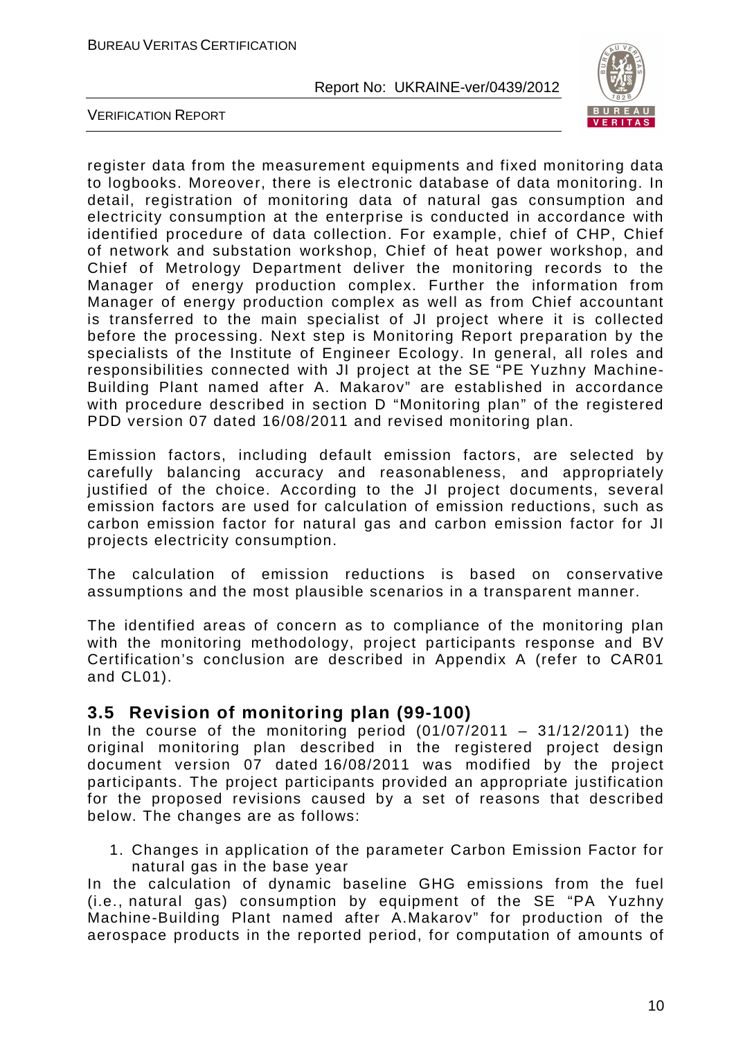register data from the measurement equipments and fixed monitoring data to logbooks. Moreover, there is electronic database of data monitoring. In detail, registration of monitoring data of natural gas consumption and electricity consumption at the enterprise is conducted in accordance with identified procedure of data collection. For example, chief of CHP, Chief of network and substation workshop, Chief of heat power workshop, and Chief of Metrology Department deliver the monitoring records to the Manager of energy production complex. Further the information from Manager of energy production complex as well as from Chief accountant is transferred to the main specialist of JI project where it is collected before the processing. Next step is Monitoring Report preparation by the specialists of the Institute of Engineer Ecology. In general, all roles and responsibilities connected with JI project at the SE "PE Yuzhny Machine-Building Plant named after A. Makarov" are established in accordance with procedure described in section D "Monitoring plan" of the registered PDD version 07 dated 16/08/2011 and revised monitoring plan.

Emission factors, including default emission factors, are selected by carefully balancing accuracy and reasonableness, and appropriately justified of the choice. According to the JI project documents, several emission factors are used for calculation of emission reductions, such as carbon emission factor for natural gas and carbon emission factor for JI projects electricity consumption.

The calculation of emission reductions is based on conservative assumptions and the most plausible scenarios in a transparent manner.

The identified areas of concern as to compliance of the monitoring plan with the monitoring methodology, project participants response and BV Certification's conclusion are described in Appendix A (refer to CAR01 and CL01).

## 3.5 Revision of monitoring plan (99-100)

In the course of the monitoring period (01/07/2011 – 31/12/2011) the original monitoring plan described in the registered project design document version 07 dated 16/08/2011 was modified by the project participants. The project participants provided an appropriate justification for the proposed revisions caused by a set of reasons that described below. The changes are as follows:

1. Changes in application of the parameter Carbon Emission Factor for natural gas in the base year

In the calculation of dynamic baseline GHG emissions from the fuel (i.e., natural gas) consumption by equipment of the SE "PA Yuzhny Machine-Building Plant named after A.Makarov" for production of the aerospace products in the reported period, for computation of amounts of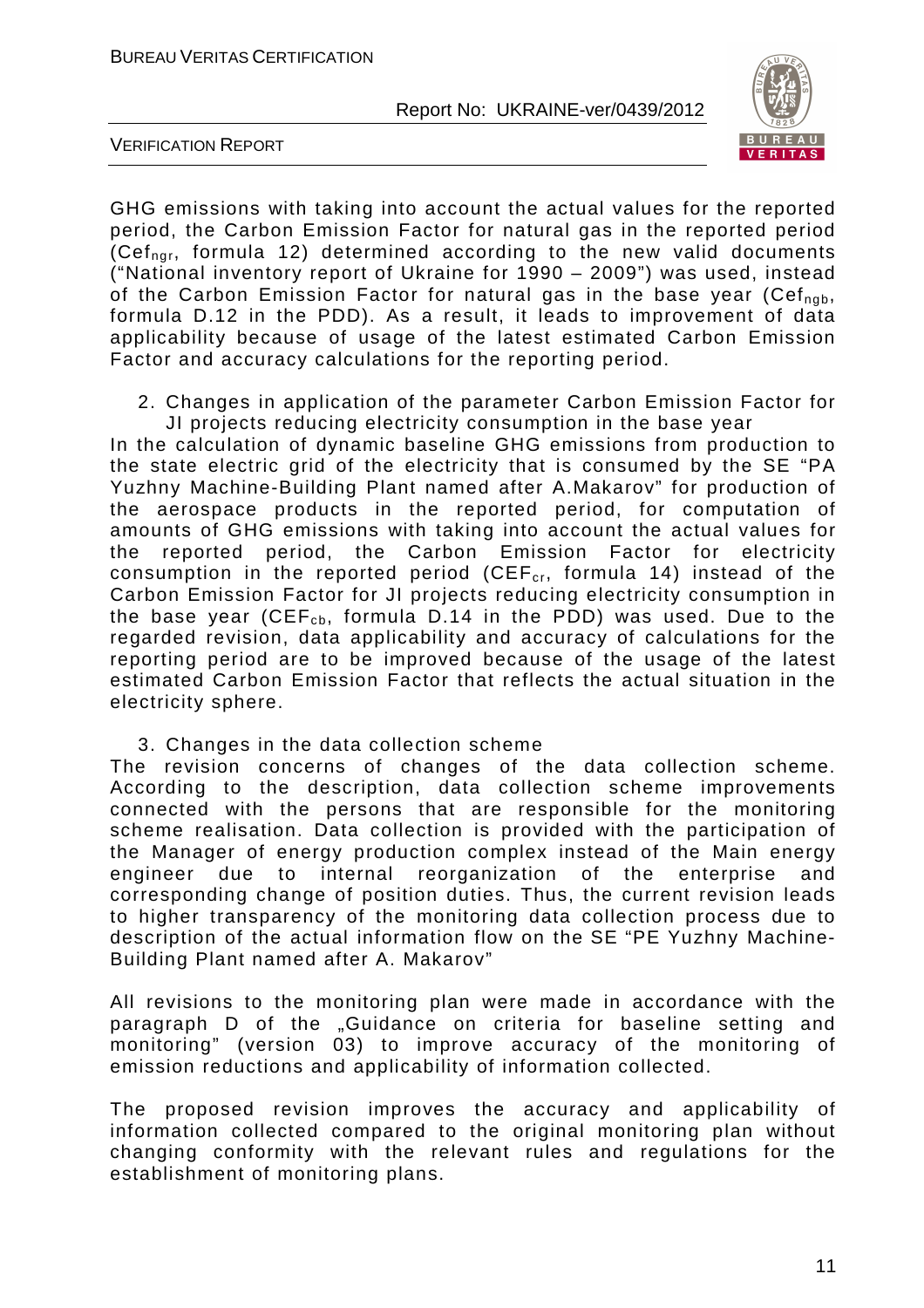GHG emissions with taking into account the actual values for the reported period, the Carbon Emission Factor for natural gas in the reported period ($Cef_{ngr}$, formula 12) determined according to the new valid documents ("National inventory report of Ukraine for 1990 – 2009") was used, instead of the Carbon Emission Factor for natural gas in the base year ($Cef_{ngb}$, formula D.12 in the PDD). As a result, it leads to improvement of data applicability because of usage of the latest estimated Carbon Emission Factor and accuracy calculations for the reporting period.

2. Changes in application of the parameter Carbon Emission Factor for JI projects reducing electricity consumption in the base year

In the calculation of dynamic baseline GHG emissions from production to the state electric grid of the electricity that is consumed by the SE "PA Yuzhny Machine-Building Plant named after A.Makarov" for production of the aerospace products in the reported period, for computation of amounts of GHG emissions with taking into account the actual values for the reported period, the Carbon Emission Factor for electricity consumption in the reported period ($CEF_{cr}$, formula 14) instead of the Carbon Emission Factor for JI projects reducing electricity consumption in the base year ($CEF_{cb}$, formula D.14 in the PDD) was used. Due to the regarded revision, data applicability and accuracy of calculations for the reporting period are to be improved because of the usage of the latest estimated Carbon Emission Factor that reflects the actual situation in the electricity sphere.

3. Changes in the data collection scheme

The revision concerns of changes of the data collection scheme. According to the description, data collection scheme improvements connected with the persons that are responsible for the monitoring scheme realisation. Data collection is provided with the participation of the Manager of energy production complex instead of the Main energy engineer due to internal reorganization of the enterprise and corresponding change of position duties. Thus, the current revision leads to higher transparency of the monitoring data collection process due to description of the actual information flow on the SE "PE Yuzhny Machine-Building Plant named after A. Makarov"

All revisions to the monitoring plan were made in accordance with the paragraph D of the „Guidance on criteria for baseline setting and monitoring" (version 03) to improve accuracy of the monitoring of emission reductions and applicability of information collected.

The proposed revision improves the accuracy and applicability of information collected compared to the original monitoring plan without changing conformity with the relevant rules and regulations for the establishment of monitoring plans.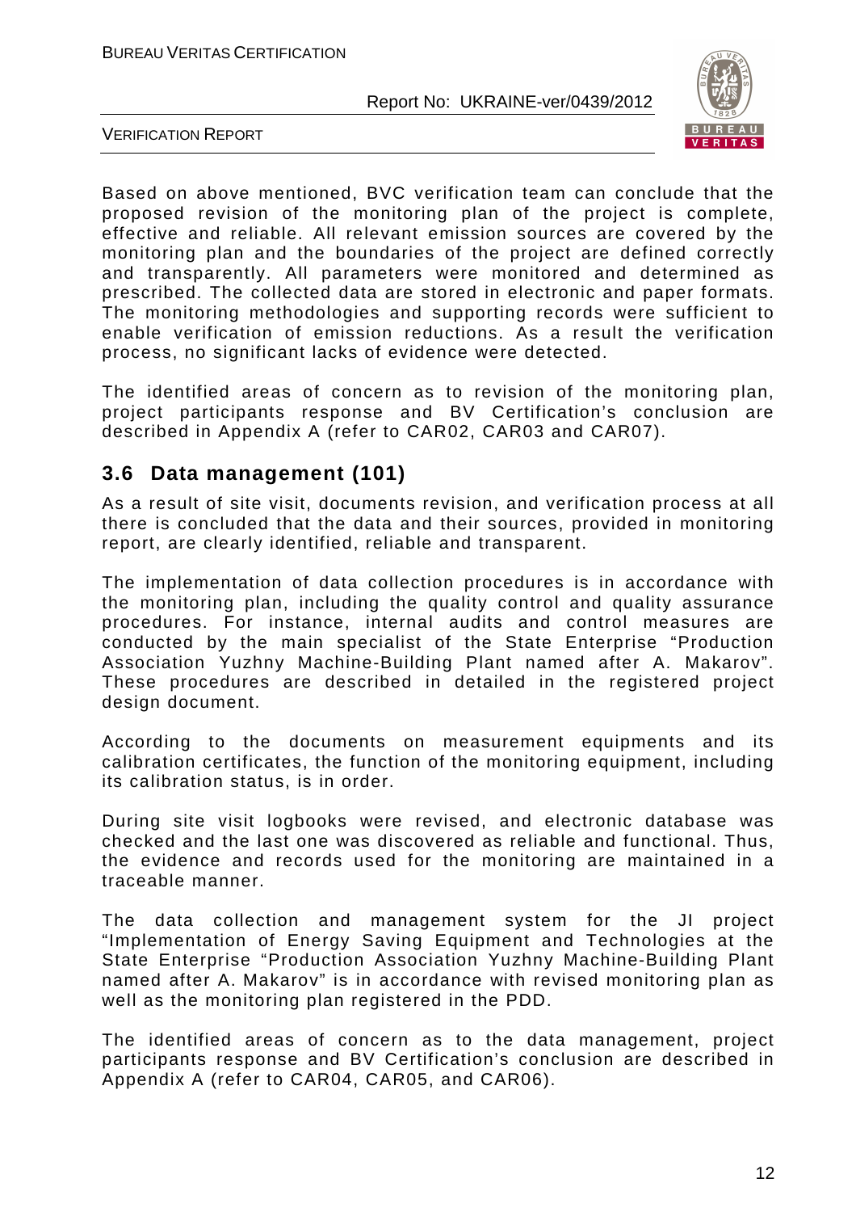Based on above mentioned, BVC verification team can conclude that the proposed revision of the monitoring plan of the project is complete, effective and reliable. All relevant emission sources are covered by the monitoring plan and the boundaries of the project are defined correctly and transparently. All parameters were monitored and determined as prescribed. The collected data are stored in electronic and paper formats. The monitoring methodologies and supporting records were sufficient to enable verification of emission reductions. As a result the verification process, no significant lacks of evidence were detected.

The identified areas of concern as to revision of the monitoring plan, project participants response and BV Certification's conclusion are described in Appendix A (refer to CAR02, CAR03 and CAR07).

## 3.6 Data management (101)

As a result of site visit, documents revision, and verification process at all there is concluded that the data and their sources, provided in monitoring report, are clearly identified, reliable and transparent.

The implementation of data collection procedures is in accordance with the monitoring plan, including the quality control and quality assurance procedures. For instance, internal audits and control measures are conducted by the main specialist of the State Enterprise "Production Association Yuzhny Machine-Building Plant named after A. Makarov". These procedures are described in detailed in the registered project design document.

According to the documents on measurement equipments and its calibration certificates, the function of the monitoring equipment, including its calibration status, is in order.

During site visit logbooks were revised, and electronic database was checked and the last one was discovered as reliable and functional. Thus, the evidence and records used for the monitoring are maintained in a traceable manner.

The data collection and management system for the JI project "Implementation of Energy Saving Equipment and Technologies at the State Enterprise "Production Association Yuzhny Machine-Building Plant named after A. Makarov" is in accordance with revised monitoring plan as well as the monitoring plan registered in the PDD.

The identified areas of concern as to the data management, project participants response and BV Certification's conclusion are described in Appendix A (refer to CAR04, CAR05, and CAR06).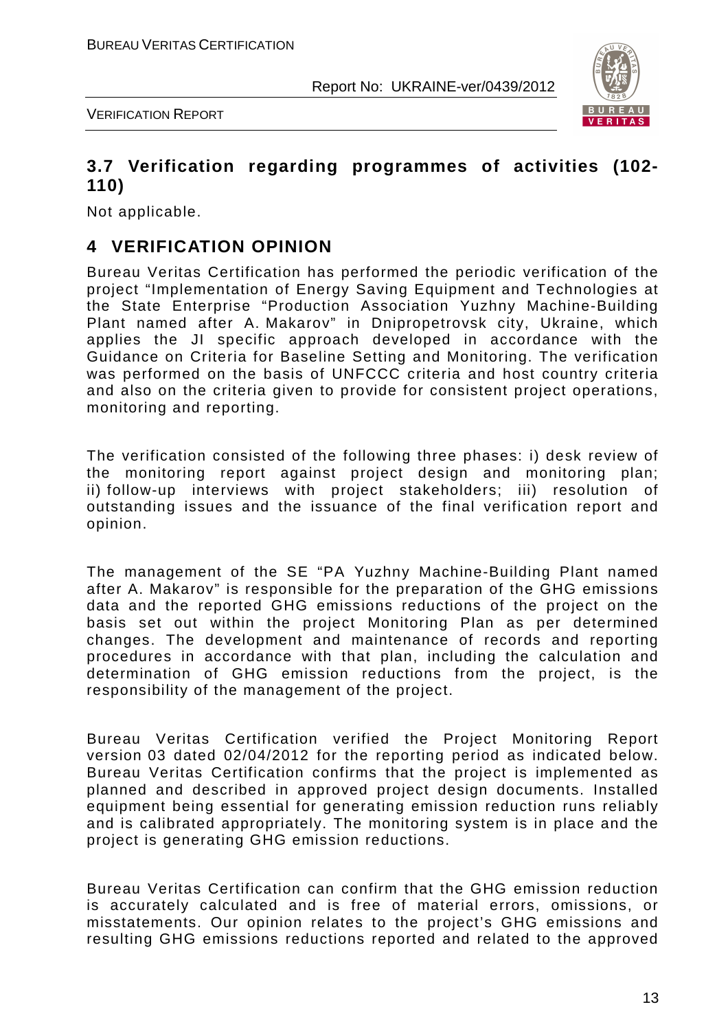## 3.7 Verification regarding programmes of activities (102-110)

Not applicable.

# 4 VERIFICATION OPINION

Bureau Veritas Certification has performed the periodic verification of the project "Implementation of Energy Saving Equipment and Technologies at the State Enterprise "Production Association Yuzhny Machine-Building Plant named after A. Makarov" in Dnipropetrovsk city, Ukraine, which applies the JI specific approach developed in accordance with the Guidance on Criteria for Baseline Setting and Monitoring. The verification was performed on the basis of UNFCCC criteria and host country criteria and also on the criteria given to provide for consistent project operations, monitoring and reporting.

The verification consisted of the following three phases: i) desk review of the monitoring report against project design and monitoring plan; ii) follow-up interviews with project stakeholders; iii) resolution of outstanding issues and the issuance of the final verification report and opinion.

The management of the SE "PA Yuzhny Machine-Building Plant named after A. Makarov" is responsible for the preparation of the GHG emissions data and the reported GHG emissions reductions of the project on the basis set out within the project Monitoring Plan as per determined changes. The development and maintenance of records and reporting procedures in accordance with that plan, including the calculation and determination of GHG emission reductions from the project, is the responsibility of the management of the project.

Bureau Veritas Certification verified the Project Monitoring Report version 03 dated 02/04/2012 for the reporting period as indicated below. Bureau Veritas Certification confirms that the project is implemented as planned and described in approved project design documents. Installed equipment being essential for generating emission reduction runs reliably and is calibrated appropriately. The monitoring system is in place and the project is generating GHG emission reductions.

Bureau Veritas Certification can confirm that the GHG emission reduction is accurately calculated and is free of material errors, omissions, or misstatements. Our opinion relates to the project's GHG emissions and resulting GHG emissions reductions reported and related to the approved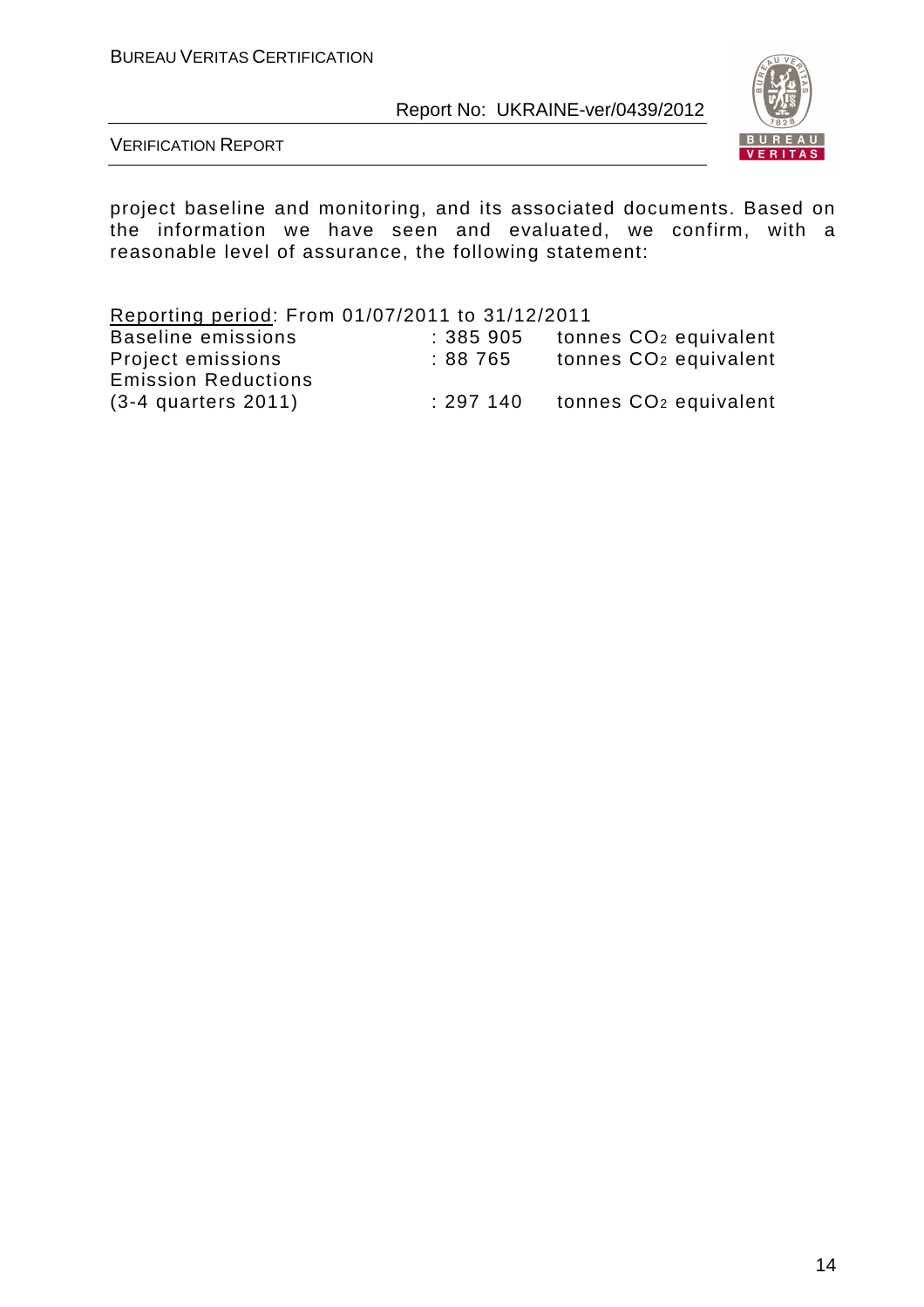project baseline and monitoring, and its associated documents. Based on the information we have seen and evaluated, we confirm, with a reasonable level of assurance, the following statement:

Reporting period: From 01/07/2011 to 31/12/2011

| | | |
|---|---|---|
| Baseline emissions | : 385 905 | tonnes $CO_2$ equivalent |
| Project emissions | : 88 765 | tonnes $CO_2$ equivalent |
| Emission Reductions (3-4 quarters 2011) | : 297 140 | tonnes $CO_2$ equivalent |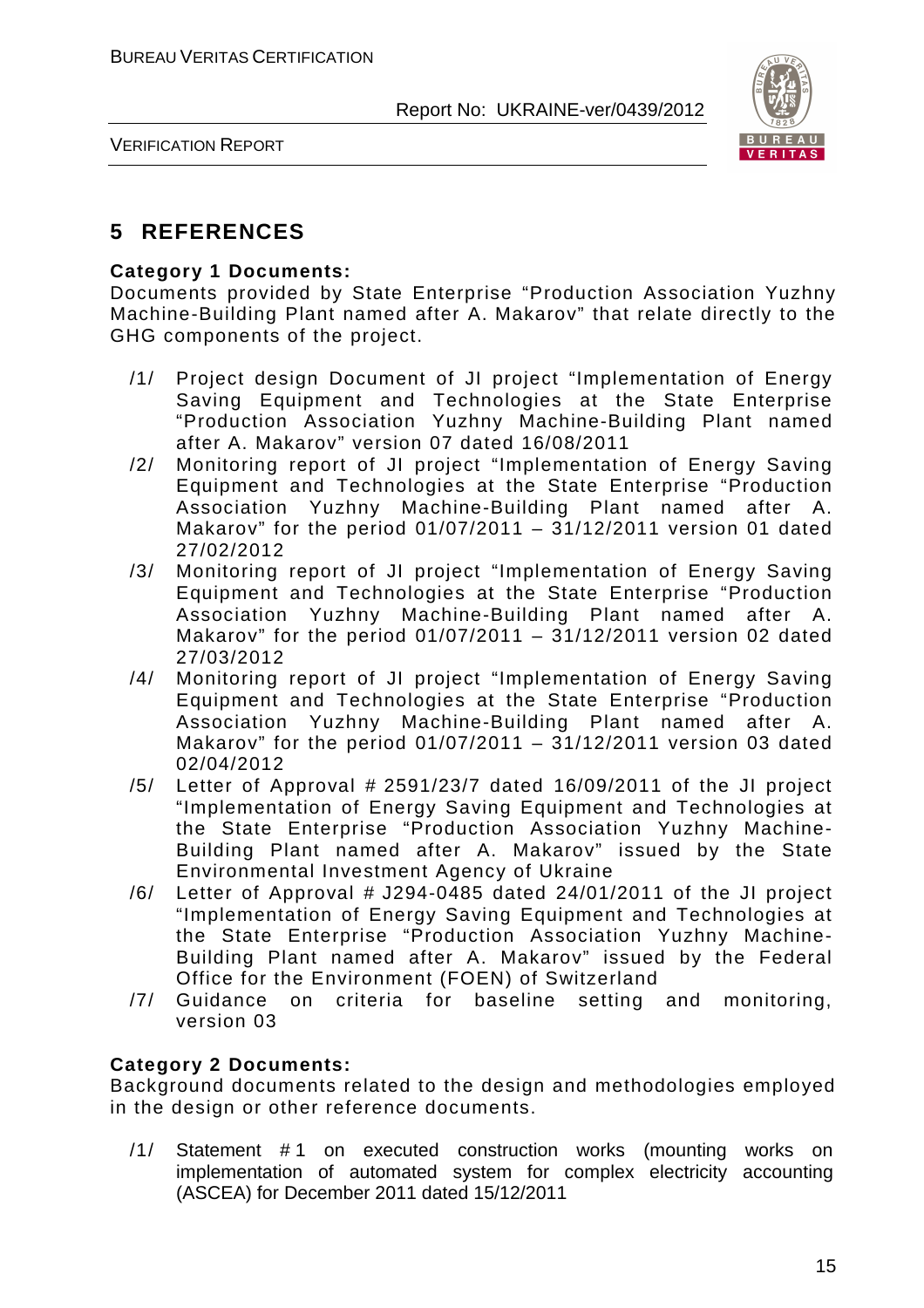# 5 REFERENCES

**Category 1 Documents:**
Documents provided by State Enterprise "Production Association Yuzhny Machine-Building Plant named after A. Makarov" that relate directly to the GHG components of the project.

/1/ Project design Document of JI project "Implementation of Energy Saving Equipment and Technologies at the State Enterprise "Production Association Yuzhny Machine-Building Plant named after A. Makarov" version 07 dated 16/08/2011

/2/ Monitoring report of JI project "Implementation of Energy Saving Equipment and Technologies at the State Enterprise "Production Association Yuzhny Machine-Building Plant named after A. Makarov" for the period 01/07/2011 – 31/12/2011 version 01 dated 27/02/2012

/3/ Monitoring report of JI project "Implementation of Energy Saving Equipment and Technologies at the State Enterprise "Production Association Yuzhny Machine-Building Plant named after A. Makarov" for the period 01/07/2011 – 31/12/2011 version 02 dated 27/03/2012

/4/ Monitoring report of JI project "Implementation of Energy Saving Equipment and Technologies at the State Enterprise "Production Association Yuzhny Machine-Building Plant named after A. Makarov" for the period 01/07/2011 – 31/12/2011 version 03 dated 02/04/2012

/5/ Letter of Approval # 2591/23/7 dated 16/09/2011 of the JI project "Implementation of Energy Saving Equipment and Technologies at the State Enterprise "Production Association Yuzhny Machine-Building Plant named after A. Makarov" issued by the State Environmental Investment Agency of Ukraine

/6/ Letter of Approval # J294-0485 dated 24/01/2011 of the JI project "Implementation of Energy Saving Equipment and Technologies at the State Enterprise "Production Association Yuzhny Machine-Building Plant named after A. Makarov" issued by the Federal Office for the Environment (FOEN) of Switzerland

/7/ Guidance on criteria for baseline setting and monitoring, version 03

**Category 2 Documents:**
Background documents related to the design and methodologies employed in the design or other reference documents.

/1/ Statement # 1 on executed construction works (mounting works on implementation of automated system for complex electricity accounting (ASCEA) for December 2011 dated 15/12/2011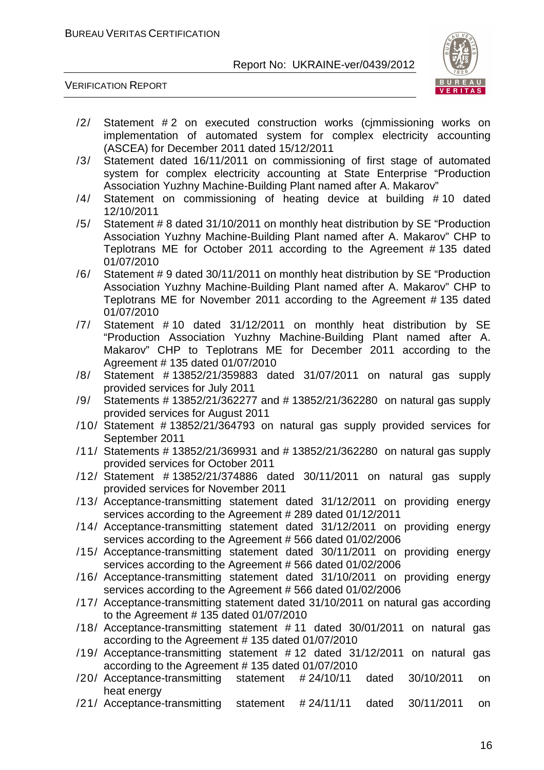/2/ Statement # 2 on executed construction works (cjmmissioning works on implementation of automated system for complex electricity accounting (ASCEA) for December 2011 dated 15/12/2011

/3/ Statement dated 16/11/2011 on commissioning of first stage of automated system for complex electricity accounting at State Enterprise "Production Association Yuzhny Machine-Building Plant named after A. Makarov"

/4/ Statement on commissioning of heating device at building # 10 dated 12/10/2011

/5/ Statement # 8 dated 31/10/2011 on monthly heat distribution by SE "Production Association Yuzhny Machine-Building Plant named after A. Makarov" CHP to Teplotrans ME for October 2011 according to the Agreement # 135 dated 01/07/2010

/6/ Statement # 9 dated 30/11/2011 on monthly heat distribution by SE "Production Association Yuzhny Machine-Building Plant named after A. Makarov" CHP to Teplotrans ME for November 2011 according to the Agreement # 135 dated 01/07/2010

/7/ Statement # 10 dated 31/12/2011 on monthly heat distribution by SE "Production Association Yuzhny Machine-Building Plant named after A. Makarov" CHP to Teplotrans ME for December 2011 according to the Agreement # 135 dated 01/07/2010

/8/ Statement # 13852/21/359883 dated 31/07/2011 on natural gas supply provided services for July 2011

/9/ Statements # 13852/21/362277 and # 13852/21/362280 on natural gas supply provided services for August 2011

/10/ Statement # 13852/21/364793 on natural gas supply provided services for September 2011

/11/ Statements # 13852/21/369931 and # 13852/21/362280 on natural gas supply provided services for October 2011

/12/ Statement # 13852/21/374886 dated 30/11/2011 on natural gas supply provided services for November 2011

/13/ Acceptance-transmitting statement dated 31/12/2011 on providing energy services according to the Agreement # 289 dated 01/12/2011

/14/ Acceptance-transmitting statement dated 31/12/2011 on providing energy services according to the Agreement # 566 dated 01/02/2006

/15/ Acceptance-transmitting statement dated 30/11/2011 on providing energy services according to the Agreement # 566 dated 01/02/2006

/16/ Acceptance-transmitting statement dated 31/10/2011 on providing energy services according to the Agreement # 566 dated 01/02/2006

/17/ Acceptance-transmitting statement dated 31/10/2011 on natural gas according to the Agreement # 135 dated 01/07/2010

/18/ Acceptance-transmitting statement # 11 dated 30/01/2011 on natural gas according to the Agreement # 135 dated 01/07/2010

/19/ Acceptance-transmitting statement # 12 dated 31/12/2011 on natural gas according to the Agreement # 135 dated 01/07/2010

/20/ Acceptance-transmitting statement # 24/10/11 dated 30/10/2011 on heat energy

/21/ Acceptance-transmitting statement # 24/11/11 dated 30/11/2011 on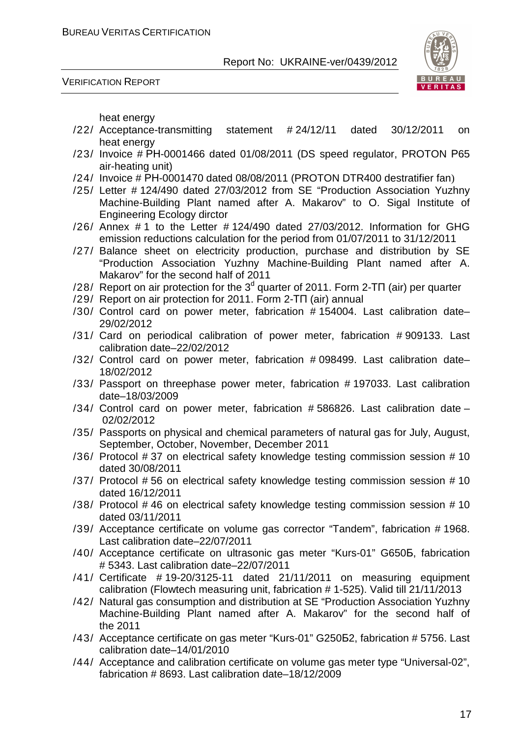heat energy

/22/ Acceptance-transmitting statement # 24/12/11 dated 30/12/2011 on heat energy

/23/ Invoice # PH-0001466 dated 01/08/2011 (DS speed regulator, PROTON P65 air-heating unit)

/24/ Invoice # PH-0001470 dated 08/08/2011 (PROTON DTR400 destratifier fan)

/25/ Letter # 124/490 dated 27/03/2012 from SE "Production Association Yuzhny Machine-Building Plant named after A. Makarov" to O. Sigal Institute of Engineering Ecology dirctor

/26/ Annex # 1 to the Letter # 124/490 dated 27/03/2012. Information for GHG emission reductions calculation for the period from 01/07/2011 to 31/12/2011

/27/ Balance sheet on electricity production, purchase and distribution by SE "Production Association Yuzhny Machine-Building Plant named after A. Makarov" for the second half of 2011

/28/ Report on air protection for the 3[d] quarter of 2011. Form 2-ТП (air) per quarter

/29/ Report on air protection for 2011. Form 2-ТП (air) annual

/30/ Control card on power meter, fabrication # 154004. Last calibration date–29/02/2012

/31/ Card on periodical calibration of power meter, fabrication # 909133. Last calibration date–22/02/2012

/32/ Control card on power meter, fabrication # 098499. Last calibration date–18/02/2012

/33/ Passport on threephase power meter, fabrication # 197033. Last calibration date–18/03/2009

/34/ Control card on power meter, fabrication # 586826. Last calibration date – 02/02/2012

/35/ Passports on physical and chemical parameters of natural gas for July, August, September, October, November, December 2011

/36/ Protocol # 37 on electrical safety knowledge testing commission session # 10 dated 30/08/2011

/37/ Protocol # 56 on electrical safety knowledge testing commission session # 10 dated 16/12/2011

/38/ Protocol # 46 on electrical safety knowledge testing commission session # 10 dated 03/11/2011

/39/ Acceptance certificate on volume gas corrector "Tandem", fabrication # 1968. Last calibration date–22/07/2011

/40/ Acceptance certificate on ultrasonic gas meter "Kurs-01" G650Б, fabrication # 5343. Last calibration date–22/07/2011

/41/ Certificate # 19-20/3125-11 dated 21/11/2011 on measuring equipment calibration (Flowtech measuring unit, fabrication # 1-525). Valid till 21/11/2013

/42/ Natural gas consumption and distribution at SE "Production Association Yuzhny Machine-Building Plant named after A. Makarov" for the second half of the 2011

/43/ Acceptance certificate on gas meter "Kurs-01" G250Б2, fabrication # 5756. Last calibration date–14/01/2010

/44/ Acceptance and calibration certificate on volume gas meter type "Universal-02", fabrication # 8693. Last calibration date–18/12/2009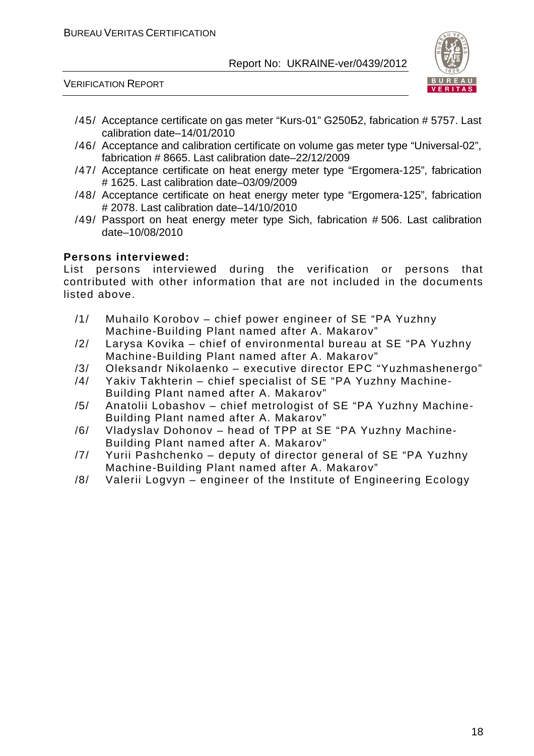/45/ Acceptance certificate on gas meter "Kurs-01" G250Б2, fabrication # 5757. Last calibration date–14/01/2010

/46/ Acceptance and calibration certificate on volume gas meter type "Universal-02", fabrication # 8665. Last calibration date–22/12/2009

/47/ Acceptance certificate on heat energy meter type "Ergomera-125", fabrication # 1625. Last calibration date–03/09/2009

/48/ Acceptance certificate on heat energy meter type "Ergomera-125", fabrication # 2078. Last calibration date–14/10/2010

/49/ Passport on heat energy meter type Sich, fabrication # 506. Last calibration date–10/08/2010

**Persons interviewed:**

List persons interviewed during the verification or persons that contributed with other information that are not included in the documents listed above.

/1/ Muhailo Korobov – chief power engineer of SE "PA Yuzhny Machine-Building Plant named after A. Makarov"

/2/ Larysa Kovika – chief of environmental bureau at SE "PA Yuzhny Machine-Building Plant named after A. Makarov"

/3/ Oleksandr Nikolaenko – executive director EPC "Yuzhmashenergo"

/4/ Yakiv Takhterin – chief specialist of SE "PA Yuzhny Machine-Building Plant named after A. Makarov"

/5/ Anatolii Lobashov – chief metrologist of SE "PA Yuzhny Machine-Building Plant named after A. Makarov"

/6/ Vladyslav Dohonov – head of TPP at SE "PA Yuzhny Machine-Building Plant named after A. Makarov"

/7/ Yurii Pashchenko – deputy of director general of SE "PA Yuzhny Machine-Building Plant named after A. Makarov"

/8/ Valerii Logvyn – engineer of the Institute of Engineering Ecology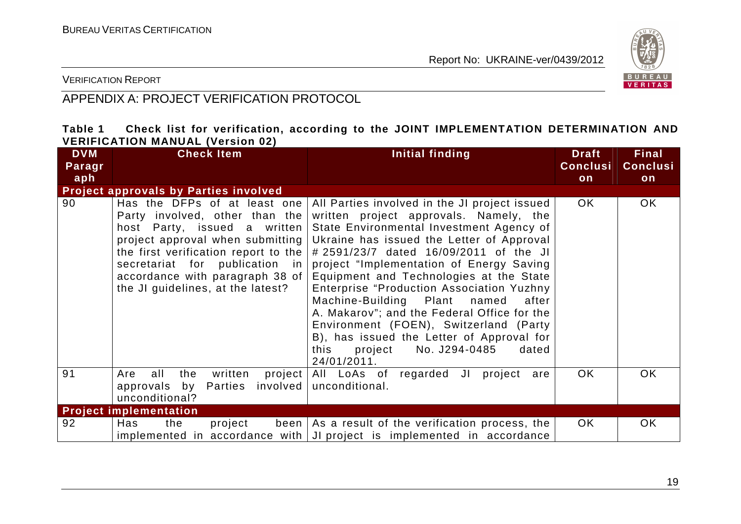## APPENDIX A: PROJECT VERIFICATION PROTOCOL

**Table 1 Check list for verification, according to the JOINT IMPLEMENTATION DETERMINATION AND VERIFICATION MANUAL (Version 02)**

| DVM Paragraph | Check Item | Initial finding | Draft Conclusion | Final Conclusion |
|---|---|---|---|---|
| **Project approvals by Parties involved** | | | | |
| 90 | Has the DFPs of at least one Party involved, other than the host Party, issued a written project approval when submitting the first verification report to the secretariat for publication in accordance with paragraph 38 of the JI guidelines, at the latest? | All Parties involved in the JI project issued written project approvals. Namely, the State Environmental Investment Agency of Ukraine has issued the Letter of Approval # 2591/23/7 dated 16/09/2011 of the JI project "Implementation of Energy Saving Equipment and Technologies at the State Enterprise "Production Association Yuzhny Machine-Building Plant named after A. Makarov"; and the Federal Office for the Environment (FOEN), Switzerland (Party B), has issued the Letter of Approval for this project No. J294-0485 dated 24/01/2011. | OK | OK |
| 91 | Are all the written project approvals by Parties involved unconditional? | All LoAs of regarded JI project are unconditional. | OK | OK |
| **Project implementation** | | | | |
| 92 | Has the project been implemented in accordance with | As a result of the verification process, the JI project is implemented in accordance | OK | OK |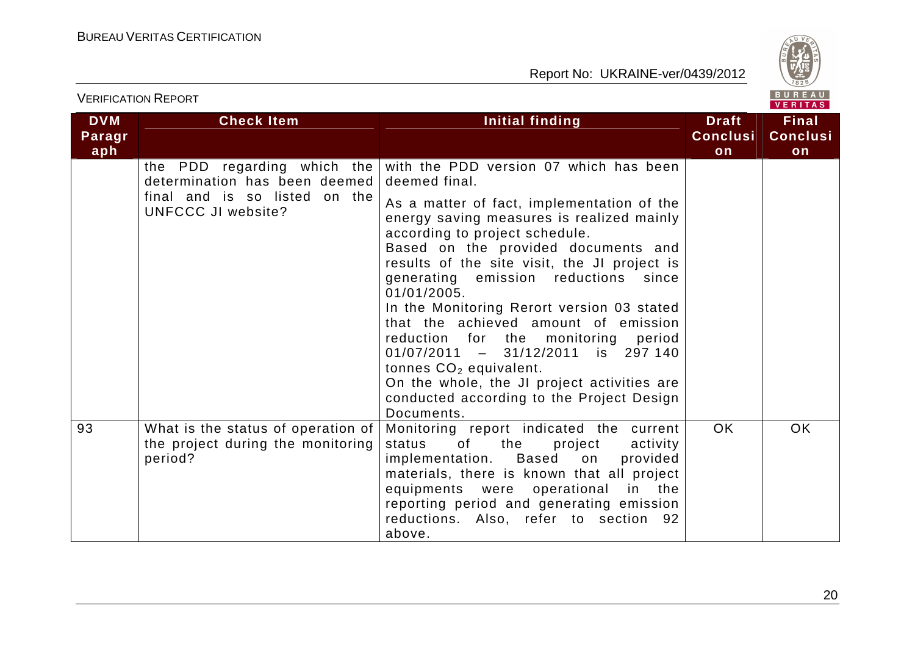| DVM Paragraph | Check Item | Initial finding | Draft Conclusion | Final Conclusion |
|---|---|---|---|---|
| | the PDD regarding which the determination has been deemed final and is so listed on the UNFCCC JI website? | with the PDD version 07 which has been deemed final.<br>As a matter of fact, implementation of the energy saving measures is realized mainly according to project schedule.<br>Based on the provided documents and results of the site visit, the JI project is generating emission reductions since 01/01/2005.<br>In the Monitoring Rerort version 03 stated that the achieved amount of emission reduction for the monitoring period 01/07/2011 – 31/12/2011 is 297 140 tonnes $CO_2$ equivalent.<br>On the whole, the JI project activities are conducted according to the Project Design Documents. | | |
| 93 | What is the status of operation of the project during the monitoring period? | Monitoring report indicated the current status of the project activity implementation. Based on provided materials, there is known that all project equipments were operational in the reporting period and generating emission reductions. Also, refer to section 92 above. | OK | OK |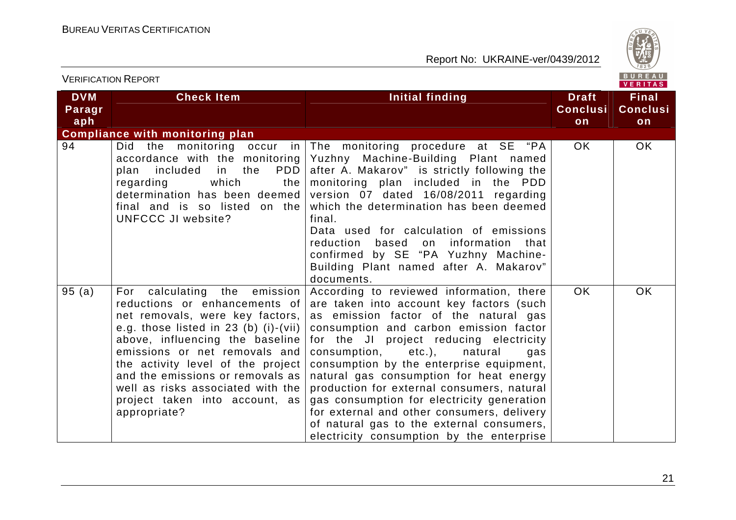| DVM Paragraph | Check Item | Initial finding | Draft Conclusion | Final Conclusion |
|---|---|---|---|---|
| **Compliance with monitoring plan** | | | | |
| 94 | Did the monitoring occur in accordance with the monitoring plan included in the PDD regarding which the determination has been deemed final and is so listed on the UNFCCC JI website? | The monitoring procedure at SE "PA Yuzhny Machine-Building Plant named after A. Makarov" is strictly following the monitoring plan included in the PDD version 07 dated 16/08/2011 regarding which the determination has been deemed final. Data used for calculation of emissions reduction based on information that confirmed by SE "PA Yuzhny Machine-Building Plant named after A. Makarov" documents. | OK | OK |
| 95 (a) | For calculating the emission reductions or enhancements of net removals, were key factors, e.g. those listed in 23 (b) (i)-(vii) above, influencing the baseline emissions or net removals and the activity level of the project and the emissions or removals as well as risks associated with the project taken into account, as appropriate? | According to reviewed information, there are taken into account key factors (such as emission factor of the natural gas consumption and carbon emission factor for the JI project reducing electricity consumption, etc.), natural gas consumption by the enterprise equipment, natural gas consumption for heat energy production for external consumers, natural gas consumption for electricity generation for external and other consumers, delivery of natural gas to the external consumers, electricity consumption by the enterprise | OK | OK |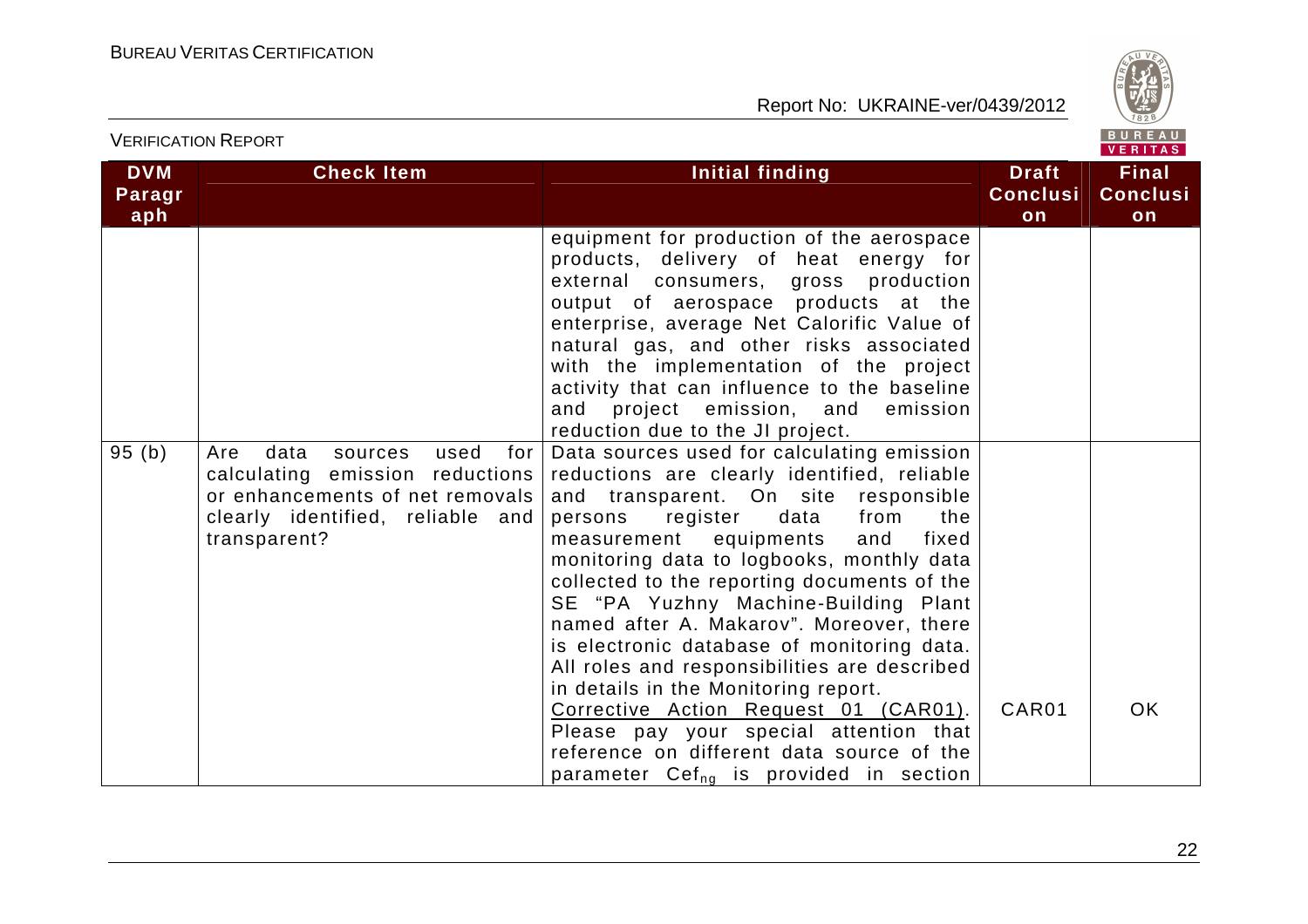| DVM Paragraph | Check Item | Initial finding | Draft Conclusion | Final Conclusion |
|---|---|---|---|---|
| | | equipment for production of the aerospace products, delivery of heat energy for external consumers, gross production output of aerospace products at the enterprise, average Net Calorific Value of natural gas, and other risks associated with the implementation of the project activity that can influence to the baseline and project emission, and emission reduction due to the JI project. | | |
| 95 (b) | Are data sources used for calculating emission reductions or enhancements of net removals clearly identified, reliable and transparent? | Data sources used for calculating emission reductions are clearly identified, reliable and transparent. On site responsible persons register data from the measurement equipments and fixed monitoring data to logbooks, monthly data collected to the reporting documents of the SE "PA Yuzhny Machine-Building Plant named after A. Makarov". Moreover, there is electronic database of monitoring data. All roles and responsibilities are described in details in the Monitoring report.<br>Corrective Action Request 01 (CAR01). Please pay your special attention that reference on different data source of the parameter $Cef_{ng}$ is provided in section | CAR01 | OK |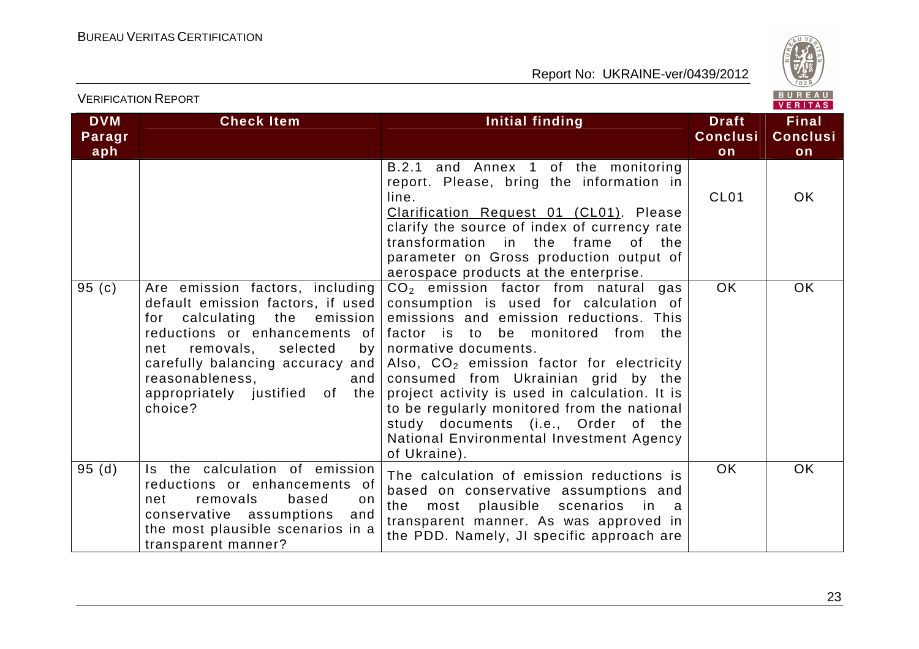| DVM Paragraph | Check Item | Initial finding | Draft Conclusion | Final Conclusion |
|---|---|---|---|---|
| | | B.2.1 and Annex 1 of the monitoring report. Please, bring the information in line.<br>Clarification Request 01 (CL01). Please clarify the source of index of currency rate transformation in the frame of the parameter on Gross production output of aerospace products at the enterprise. | CL01 | OK |
| 95 (c) | Are emission factors, including default emission factors, if used for calculating the emission reductions or enhancements of net removals, selected by carefully balancing accuracy and reasonableness, and appropriately justified of the choice? | $CO_2$ emission factor from natural gas consumption is used for calculation of emissions and emission reductions. This factor is to be monitored from the normative documents.<br>Also, $CO_2$ emission factor for electricity consumed from Ukrainian grid by the project activity is used in calculation. It is to be regularly monitored from the national study documents (i.e., Order of the National Environmental Investment Agency of Ukraine). | OK | OK |
| 95 (d) | Is the calculation of emission reductions or enhancements of net removals based on conservative assumptions and the most plausible scenarios in a transparent manner? | The calculation of emission reductions is based on conservative assumptions and the most plausible scenarios in a transparent manner. As was approved in the PDD. Namely, JI specific approach are | OK | OK |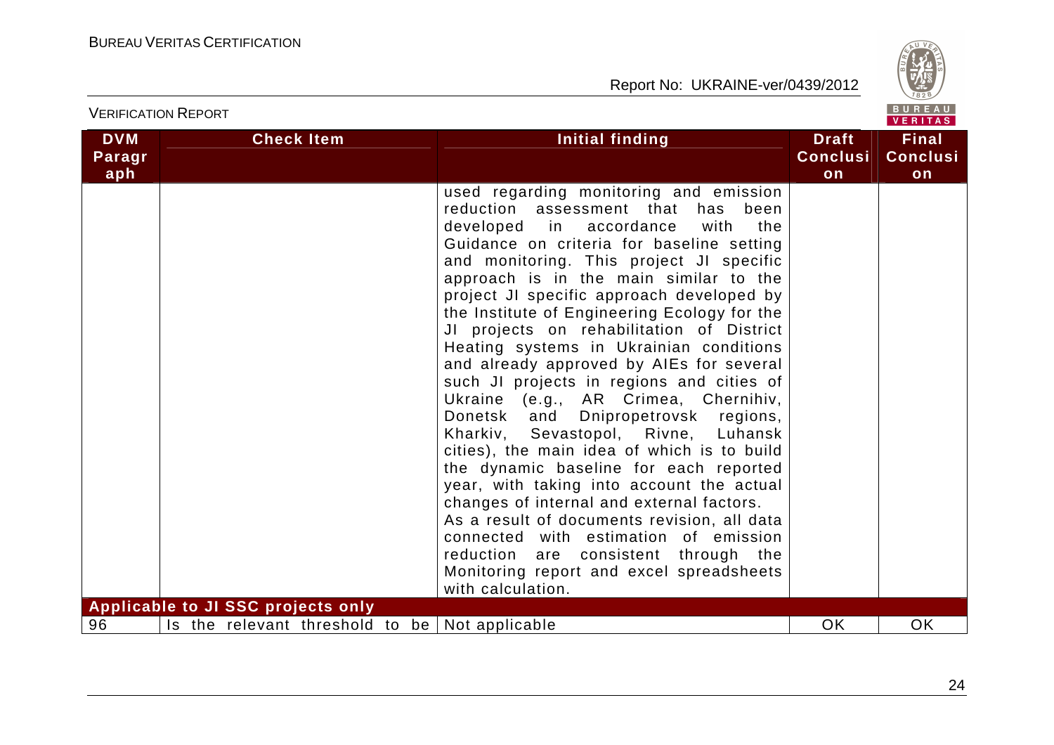| DVM Paragraph | Check Item | Initial finding | Draft Conclusion | Final Conclusion |
|---|---|---|---|---|
| | | used regarding monitoring and emission reduction assessment that has been developed in accordance with the Guidance on criteria for baseline setting and monitoring. This project JI specific approach is in the main similar to the project JI specific approach developed by the Institute of Engineering Ecology for the JI projects on rehabilitation of District Heating systems in Ukrainian conditions and already approved by AIEs for several such JI projects in regions and cities of Ukraine (e.g., AR Crimea, Chernihiv, Donetsk and Dnipropetrovsk regions, Kharkiv, Sevastopol, Rivne, Luhansk cities), the main idea of which is to build the dynamic baseline for each reported year, with taking into account the actual changes of internal and external factors. As a result of documents revision, all data connected with estimation of emission reduction are consistent through the Monitoring report and excel spreadsheets with calculation. | | |
| **Applicable to JI SSC projects only** | | | | |
| 96 | Is the relevant threshold to be | Not applicable | OK | OK |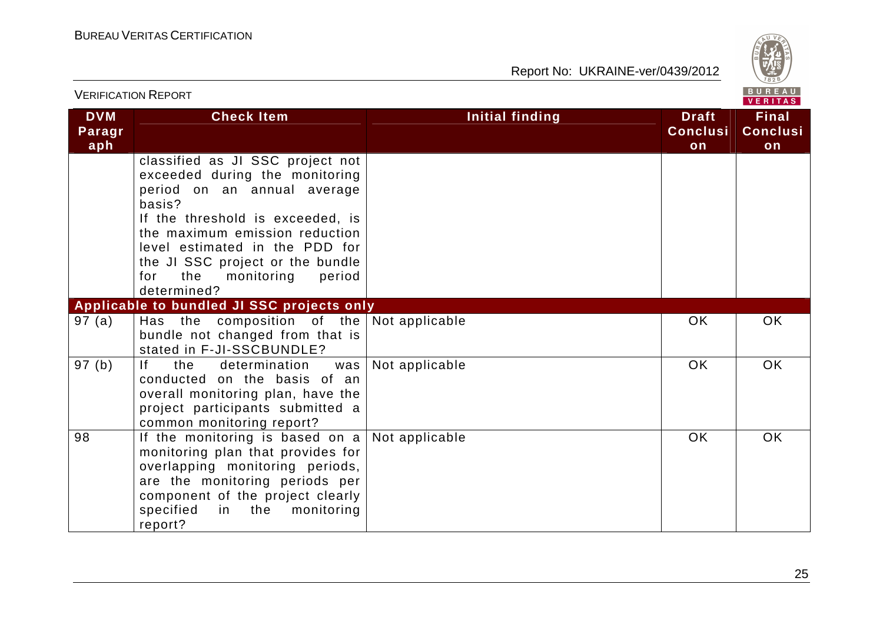| DVM Paragraph | Check Item | Initial finding | Draft Conclusion | Final Conclusion |
|---|---|---|---|---|
| | classified as JI SSC project not exceeded during the monitoring period on an annual average basis? If the threshold is exceeded, is the maximum emission reduction level estimated in the PDD for the JI SSC project or the bundle for the monitoring period determined? | | | |
| **Applicable to bundled JI SSC projects only** | | | | |
| 97 (a) | Has the composition of the bundle not changed from that is stated in F-JI-SSCBUNDLE? | Not applicable | OK | OK |
| 97 (b) | If the determination was conducted on the basis of an overall monitoring plan, have the project participants submitted a common monitoring report? | Not applicable | OK | OK |
| 98 | If the monitoring is based on a monitoring plan that provides for overlapping monitoring periods, are the monitoring periods per component of the project clearly specified in the monitoring report? | Not applicable | OK | OK |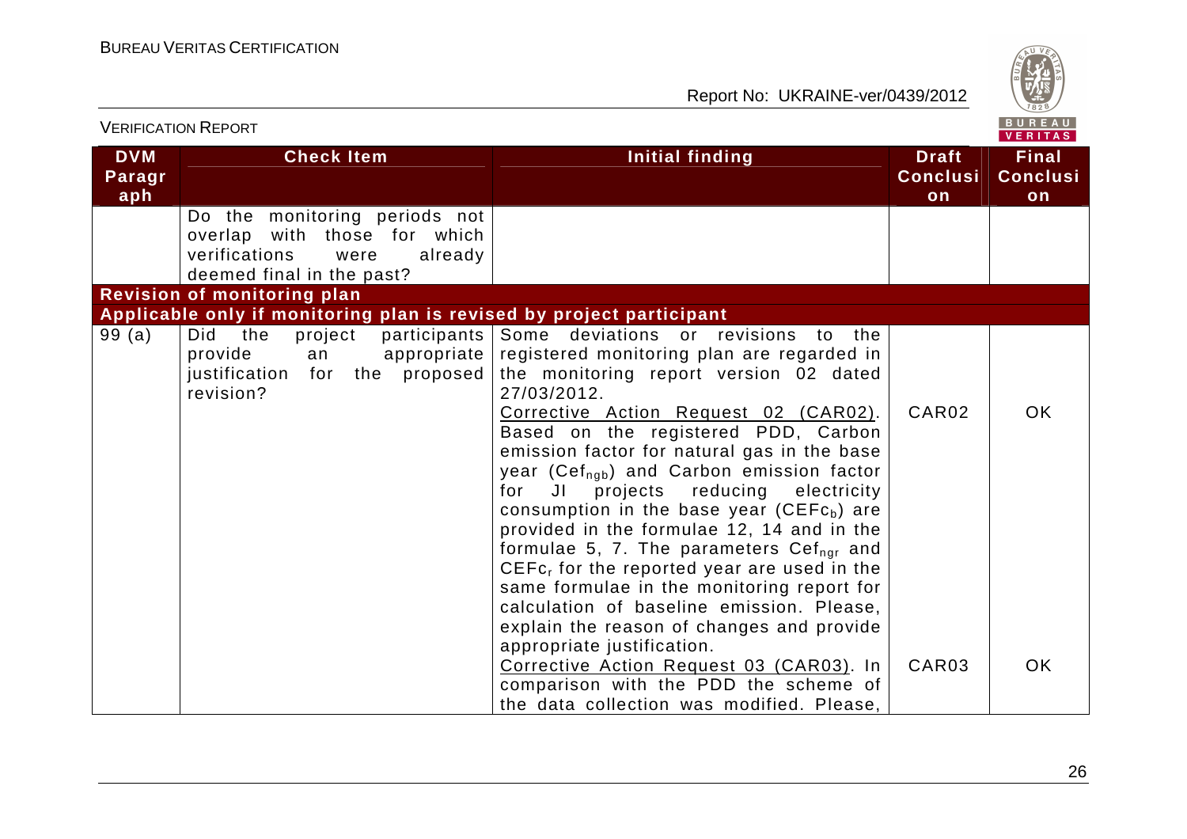| DVM Paragraph | Check Item | Initial finding | Draft Conclusion | Final Conclusion |
|---|---|---|---|---|
| | Do the monitoring periods not overlap with those for which verifications were already deemed final in the past? | | | |
| **Revision of monitoring plan** | | | | |
| **Applicable only if monitoring plan is revised by project participant** | | | | |
| 99 (a) | Did the project participants provide an appropriate justification for the proposed revision? | Some deviations or revisions to the registered monitoring plan are regarded in the monitoring report version 02 dated 27/03/2012.<br><u>Corrective Action Request 02 (CAR02)</u>. Based on the registered PDD, Carbon emission factor for natural gas in the base year ($Cef_{ngb}$) and Carbon emission factor for JI projects reducing electricity consumption in the base year ($CEFc_b$) are provided in the formulae 12, 14 and in the formulae 5, 7. The parameters $Cef_{ngr}$ and $CEFc_r$ for the reported year are used in the same formulae in the monitoring report for calculation of baseline emission. Please, explain the reason of changes and provide appropriate justification.<br><u>Corrective Action Request 03 (CAR03)</u>. In comparison with the PDD the scheme of the data collection was modified. Please, | CAR02<br><br><br><br><br><br><br><br><br><br><br>CAR03 | OK<br><br><br><br><br><br><br><br><br><br><br>OK |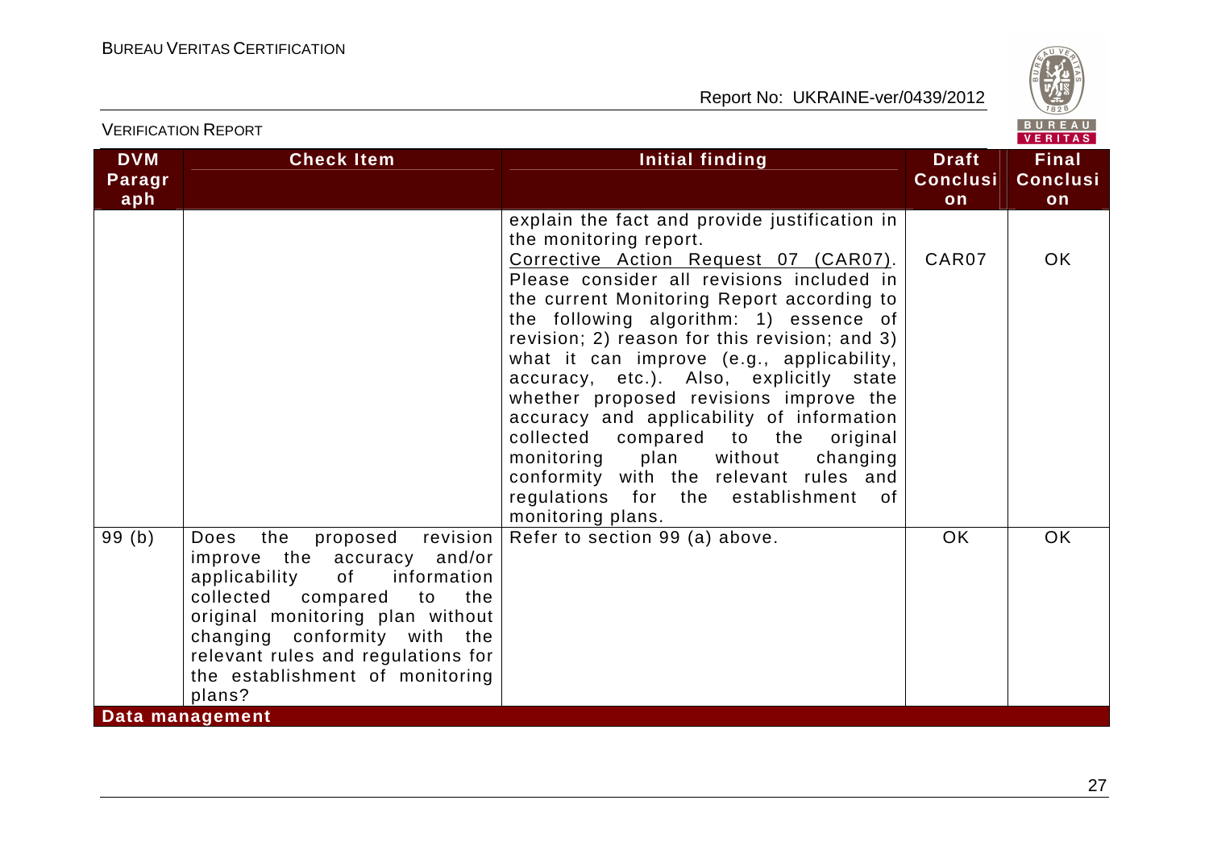| DVM Paragraph | Check Item | Initial finding | Draft Conclusion | Final Conclusion |
|---|---|---|---|---|
| | | explain the fact and provide justification in the monitoring report. | | |
| | | Corrective Action Request 07 (CAR07). Please consider all revisions included in the current Monitoring Report according to the following algorithm: 1) essence of revision; 2) reason for this revision; and 3) what it can improve (e.g., applicability, accuracy, etc.). Also, explicitly state whether proposed revisions improve the accuracy and applicability of information collected compared to the original monitoring plan without changing conformity with the relevant rules and regulations for the establishment of monitoring plans. | CAR07 | OK |
| 99 (b) | Does the proposed revision improve the accuracy and/or applicability of information collected compared to the original monitoring plan without changing conformity with the relevant rules and regulations for the establishment of monitoring plans? | Refer to section 99 (a) above. | OK | OK |
| **Data management** | | | | |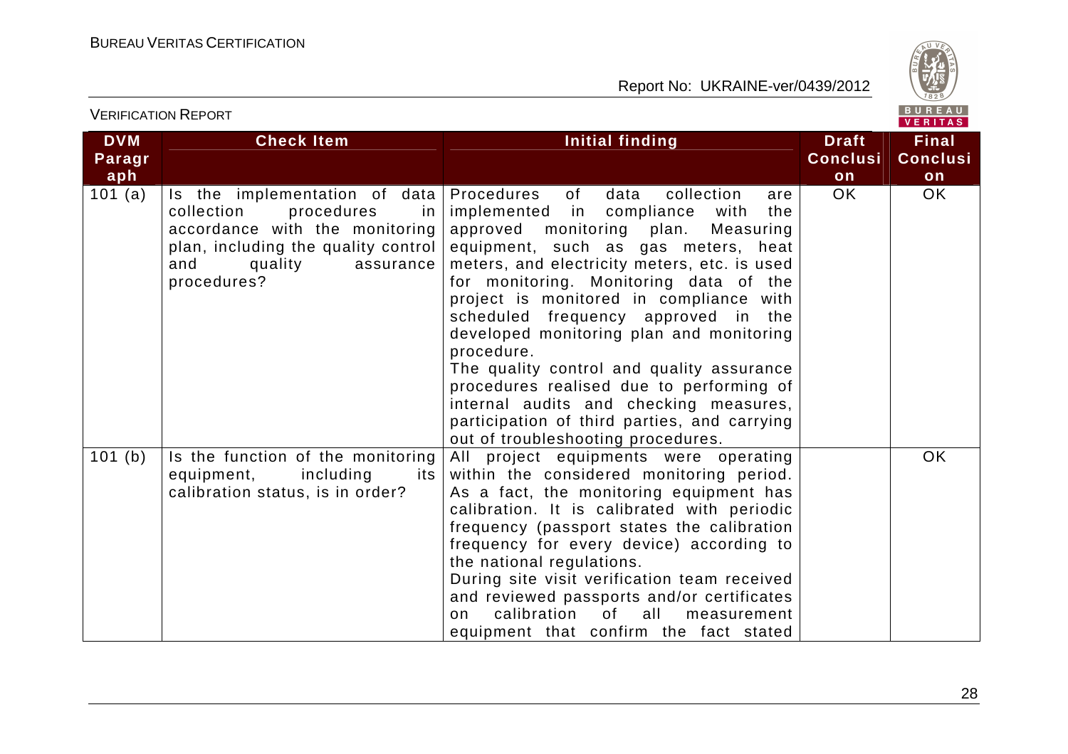| DVM Paragraph | Check Item | Initial finding | Draft Conclusion | Final Conclusion |
|---|---|---|---|---|
| 101 (a) | Is the implementation of data collection procedures in accordance with the monitoring plan, including the quality control and quality assurance procedures? | Procedures of data collection are implemented in compliance with the approved monitoring plan. Measuring equipment, such as gas meters, heat meters, and electricity meters, etc. is used for monitoring. Monitoring data of the project is monitored in compliance with scheduled frequency approved in the developed monitoring plan and monitoring procedure.<br>The quality control and quality assurance procedures realised due to performing of internal audits and checking measures, participation of third parties, and carrying out of troubleshooting procedures. | OK | OK |
| 101 (b) | Is the function of the monitoring equipment, including its calibration status, is in order? | All project equipments were operating within the considered monitoring period. As a fact, the monitoring equipment has calibration. It is calibrated with periodic frequency (passport states the calibration frequency for every device) according to the national regulations.<br>During site visit verification team received and reviewed passports and/or certificates on calibration of all measurement equipment that confirm the fact stated | | OK |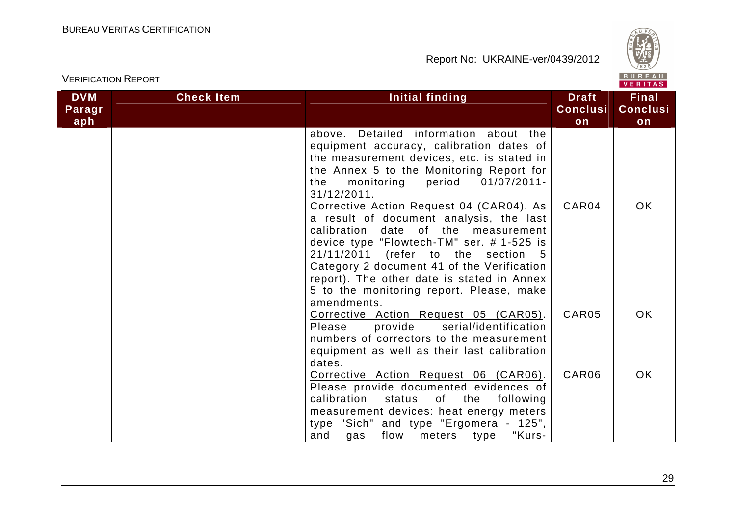| DVM Paragraph | Check Item | Initial finding | Draft Conclusion | Final Conclusion |
|---|---|---|---|---|
| | | above. Detailed information about the equipment accuracy, calibration dates of the measurement devices, etc. is stated in the Annex 5 to the Monitoring Report for the monitoring period 01/07/2011-31/12/2011. | | |
| | | Corrective Action Request 04 (CAR04). As a result of document analysis, the last calibration date of the measurement device type "Flowtech-TM" ser. # 1-525 is 21/11/2011 (refer to the section 5 Category 2 document 41 of the Verification report). The other date is stated in Annex 5 to the monitoring report. Please, make amendments. | CAR04 | OK |
| | | Corrective Action Request 05 (CAR05). Please provide serial/identification numbers of correctors to the measurement equipment as well as their last calibration dates. | CAR05 | OK |
| | | Corrective Action Request 06 (CAR06). Please provide documented evidences of calibration status of the following measurement devices: heat energy meters type "Sich" and type "Ergomera - 125", and gas flow meters type "Kurs- | CAR06 | OK |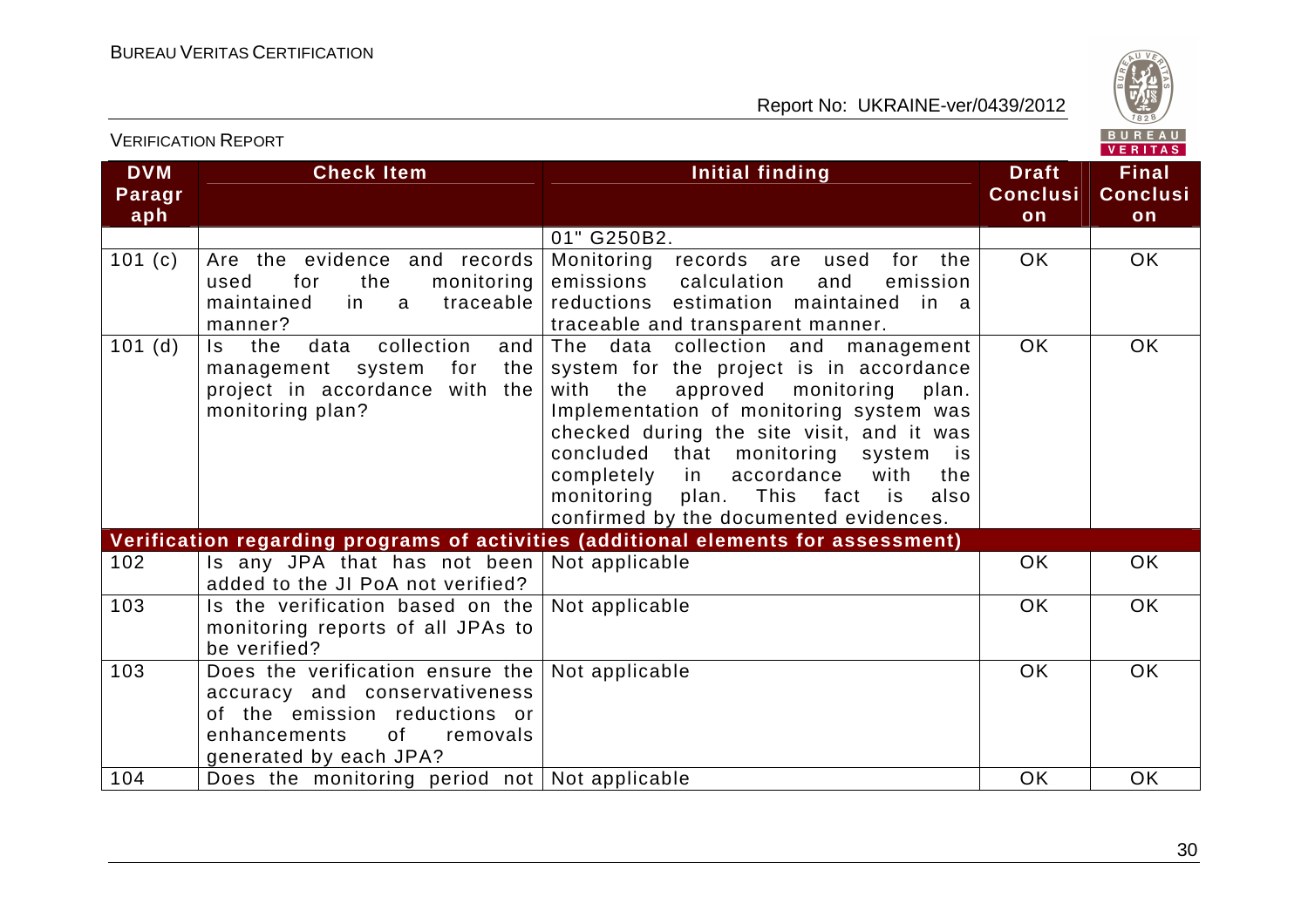| DVM Paragraph | Check Item | Initial finding | Draft Conclusion | Final Conclusion |
|---|---|---|---|---|
| | | 01" G250B2. | | |
| 101 (c) | Are the evidence and records used for the monitoring maintained in a traceable manner? | Monitoring records are used for the emissions calculation and emission reductions estimation maintained in a traceable and transparent manner. | OK | OK |
| 101 (d) | Is the data collection and management system for the project in accordance with the monitoring plan? | The data collection and management system for the project is in accordance with the approved monitoring plan. Implementation of monitoring system was checked during the site visit, and it was concluded that monitoring system is completely in accordance with the monitoring plan. This fact is also confirmed by the documented evidences. | OK | OK |
| **Verification regarding programs of activities (additional elements for assessment)** | | | | |
| 102 | Is any JPA that has not been added to the JI PoA not verified? | Not applicable | OK | OK |
| 103 | Is the verification based on the monitoring reports of all JPAs to be verified? | Not applicable | OK | OK |
| 103 | Does the verification ensure the accuracy and conservativeness of the emission reductions or enhancements of removals generated by each JPA? | Not applicable | OK | OK |
| 104 | Does the monitoring period not | Not applicable | OK | OK |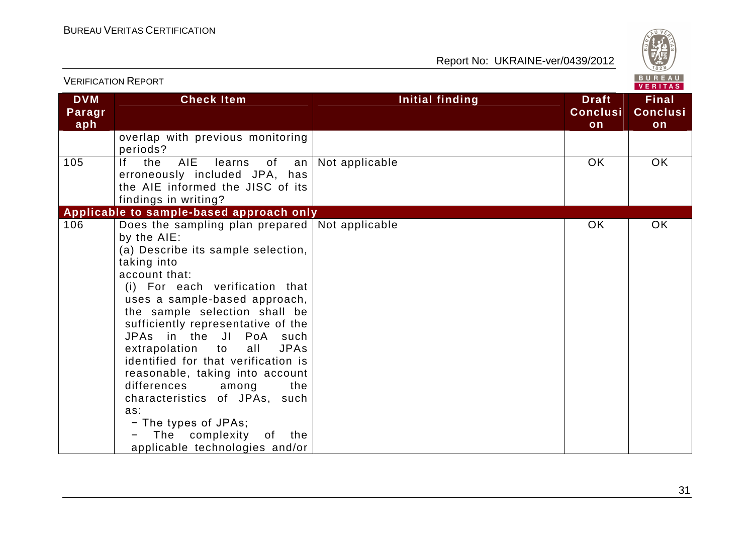| DVM Paragraph | Check Item | Initial finding | Draft Conclusion | Final Conclusion |
|---|---|---|---|---|
| | overlap with previous monitoring periods? | | | |
| 105 | If the AIE learns of an erroneously included JPA, has the AIE informed the JISC of its findings in writing? | Not applicable | OK | OK |
| **Applicable to sample-based approach only** | | | | |
| 106 | Does the sampling plan prepared by the AIE:<br>(a) Describe its sample selection, taking into account that:<br>(i) For each verification that uses a sample-based approach, the sample selection shall be sufficiently representative of the JPAs in the JI PoA such extrapolation to all JPAs identified for that verification is reasonable, taking into account differences among the characteristics of JPAs, such as:<br>− The types of JPAs;<br>− The complexity of the applicable technologies and/or | Not applicable | OK | OK |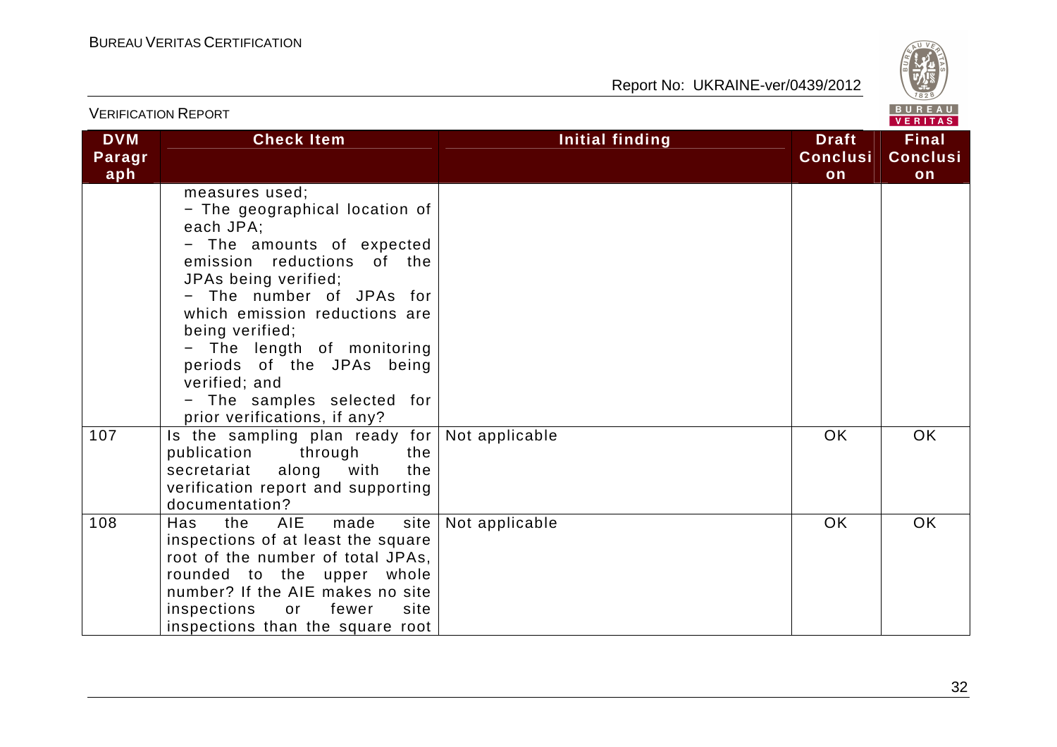| DVM Paragraph | Check Item | Initial finding | Draft Conclusion | Final Conclusion |
|---|---|---|---|---|
| | measures used;<br>− The geographical location of each JPA;<br>− The amounts of expected emission reductions of the JPAs being verified;<br>− The number of JPAs for which emission reductions are being verified;<br>− The length of monitoring periods of the JPAs being verified; and<br>− The samples selected for prior verifications, if any? | | | |
| 107 | Is the sampling plan ready for publication through the secretariat along with the verification report and supporting documentation? | Not applicable | OK | OK |
| 108 | Has the AIE made site inspections of at least the square root of the number of total JPAs, rounded to the upper whole number? If the AIE makes no site inspections or fewer site inspections than the square root | Not applicable | OK | OK |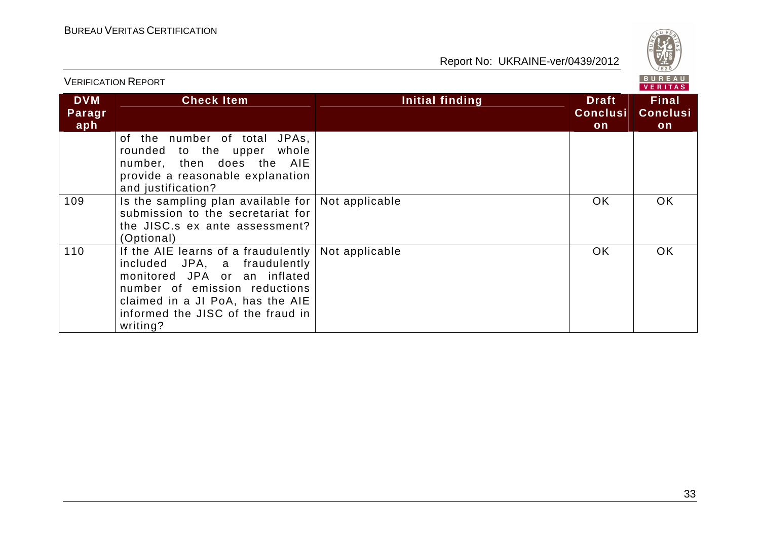| DVM Paragraph | Check Item | Initial finding | Draft Conclusion | Final Conclusion |
|---|---|---|---|---|
| | of the number of total JPAs, rounded to the upper whole number, then does the AIE provide a reasonable explanation and justification? | | | |
| 109 | Is the sampling plan available for submission to the secretariat for the JISC.s ex ante assessment? (Optional) | Not applicable | OK | OK |
| 110 | If the AIE learns of a fraudulently included JPA, a fraudulently monitored JPA or an inflated number of emission reductions claimed in a JI PoA, has the AIE informed the JISC of the fraud in writing? | Not applicable | OK | OK |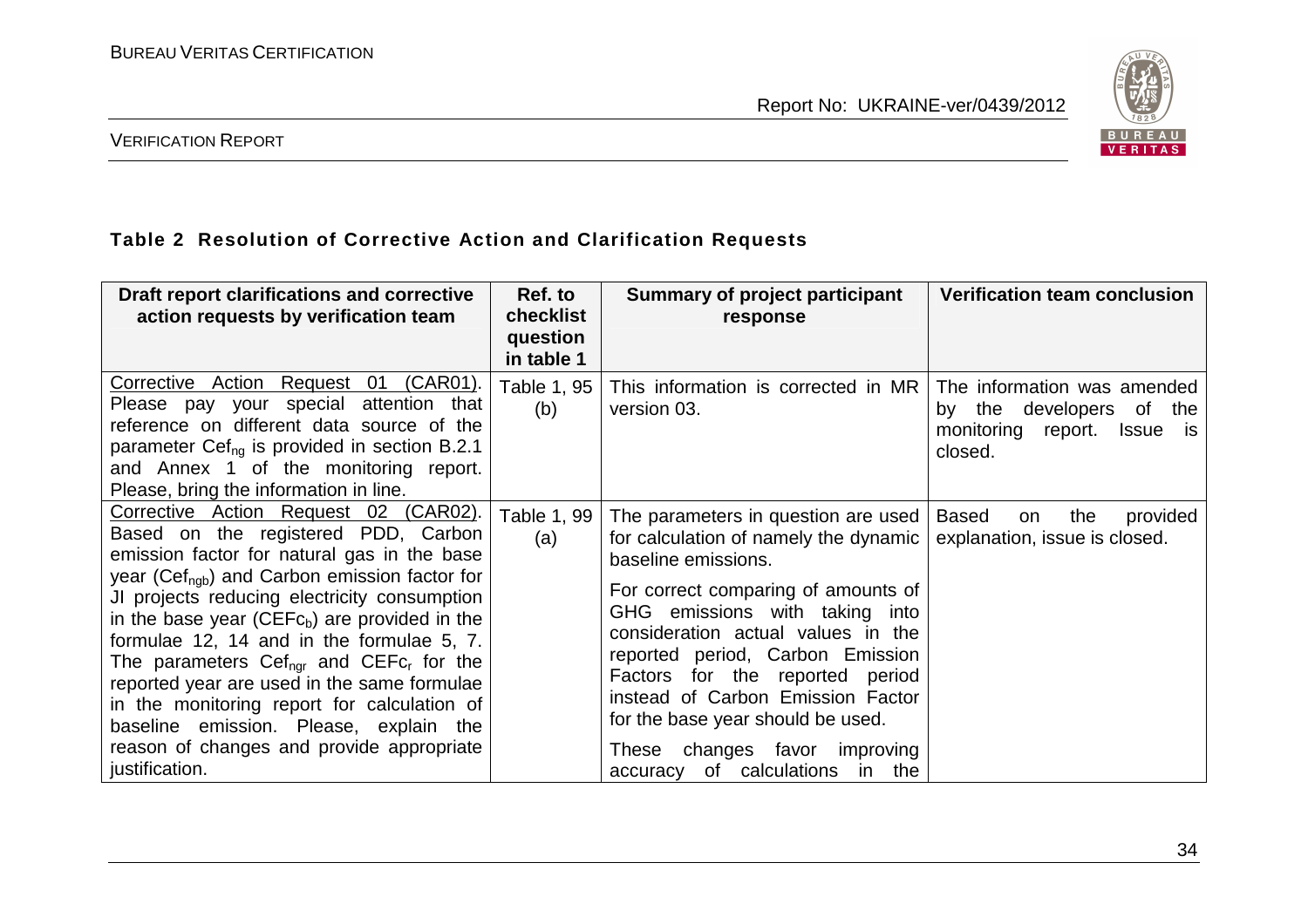### Table 2 Resolution of Corrective Action and Clarification Requests

| Draft report clarifications and corrective action requests by verification team | Ref. to checklist question in table 1 | Summary of project participant response | Verification team conclusion |
|---|---|---|---|
| Corrective Action Request 01 (CAR01). Please pay your special attention that reference on different data source of the parameter $Cef_{ng}$ is provided in section B.2.1 and Annex 1 of the monitoring report. Please, bring the information in line. | Table 1, 95 (b) | This information is corrected in MR version 03. | The information was amended by the developers of the monitoring report. Issue is closed. |
| Corrective Action Request 02 (CAR02). Based on the registered PDD, Carbon emission factor for natural gas in the base year ($Cef_{ngb}$) and Carbon emission factor for JI projects reducing electricity consumption in the base year ($CEFc_b$) are provided in the formulae 12, 14 and in the formulae 5, 7. The parameters $Cef_{ngr}$ and $CEFc_r$ for the reported year are used in the same formulae in the monitoring report for calculation of baseline emission. Please, explain the reason of changes and provide appropriate justification. | Table 1, 99 (a) | The parameters in question are used for calculation of namely the dynamic baseline emissions.<br><br>For correct comparing of amounts of GHG emissions with taking into consideration actual values in the reported period, Carbon Emission Factors for the reported period instead of Carbon Emission Factor for the base year should be used.<br><br>These changes favor improving accuracy of calculations in the | Based on the provided explanation, issue is closed. |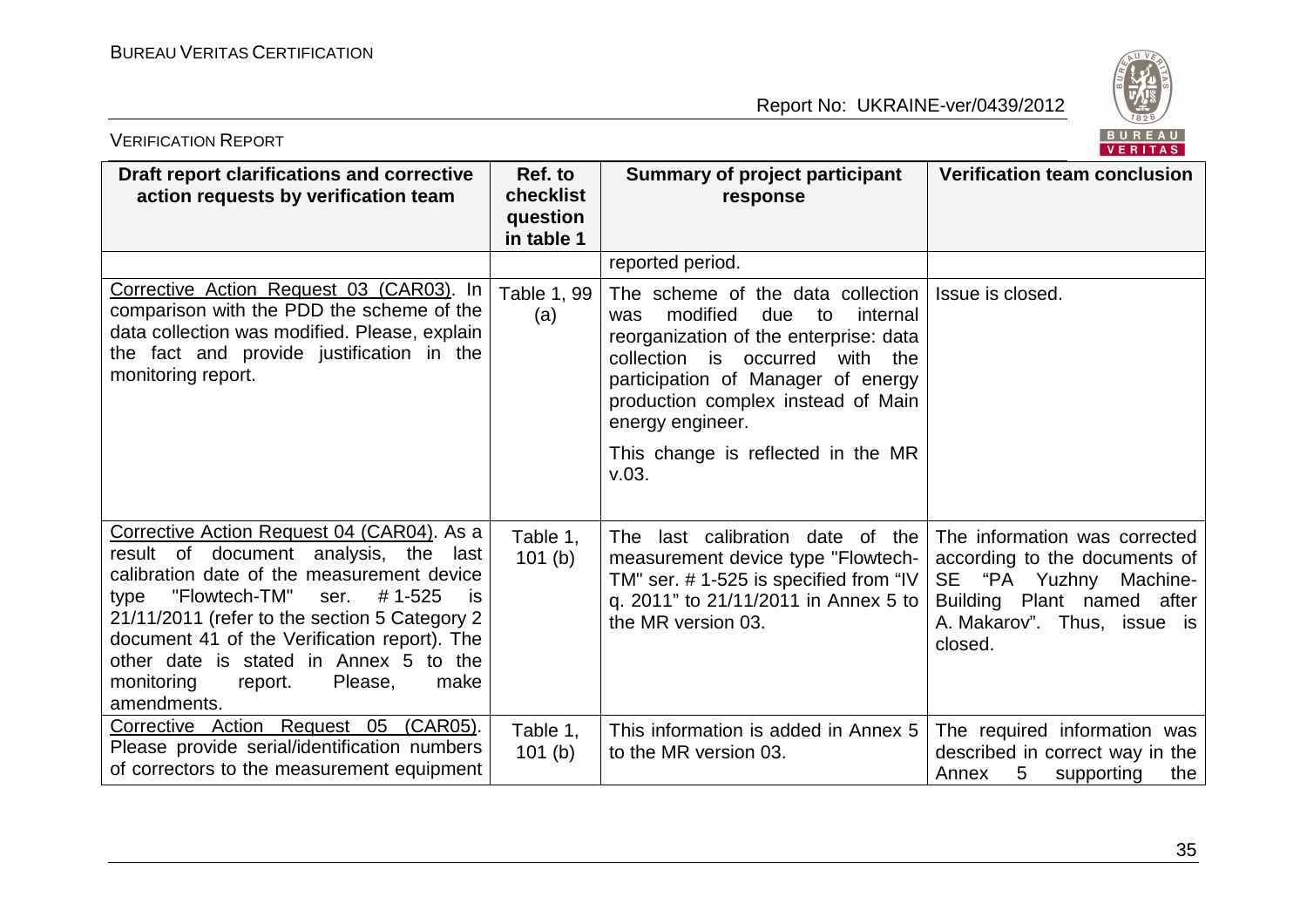| Draft report clarifications and corrective action requests by verification team | Ref. to checklist question in table 1 | Summary of project participant response | Verification team conclusion |
|---|---|---|---|
| | | reported period. | |
| Corrective Action Request 03 (CAR03). In comparison with the PDD the scheme of the data collection was modified. Please, explain the fact and provide justification in the monitoring report. | Table 1, 99 (a) | The scheme of the data collection was modified due to internal reorganization of the enterprise: data collection is occurred with the participation of Manager of energy production complex instead of Main energy engineer.<br><br>This change is reflected in the MR v.03. | Issue is closed. |
| Corrective Action Request 04 (CAR04). As a result of document analysis, the last calibration date of the measurement device type "Flowtech-TM" ser. # 1-525 is 21/11/2011 (refer to the section 5 Category 2 document 41 of the Verification report). The other date is stated in Annex 5 to the monitoring report. Please, make amendments. | Table 1, 101 (b) | The last calibration date of the measurement device type "Flowtech-TM" ser. # 1-525 is specified from "IV q. 2011" to 21/11/2011 in Annex 5 to the MR version 03. | The information was corrected according to the documents of SE "PA Yuzhny Machine-Building Plant named after A. Makarov". Thus, issue is closed. |
| Corrective Action Request 05 (CAR05). Please provide serial/identification numbers of correctors to the measurement equipment | Table 1, 101 (b) | This information is added in Annex 5 to the MR version 03. | The required information was described in correct way in the Annex 5 supporting the |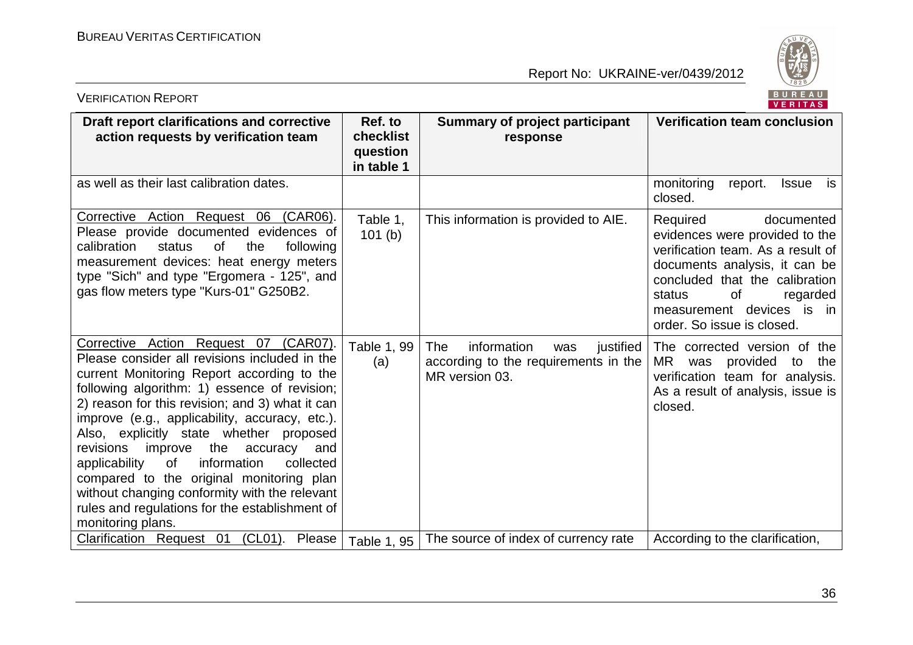| Draft report clarifications and corrective action requests by verification team | Ref. to checklist question in table 1 | Summary of project participant response | Verification team conclusion |
|---|---|---|---|
| as well as their last calibration dates. | | | monitoring report. Issue is closed. |
| Corrective Action Request 06 (CAR06). Please provide documented evidences of calibration status of the following measurement devices: heat energy meters type "Sich" and type "Ergomera - 125", and gas flow meters type "Kurs-01" G250B2. | Table 1, 101 (b) | This information is provided to AIE. | Required documented evidences were provided to the verification team. As a result of documents analysis, it can be concluded that the calibration status of regarded measurement devices is in order. So issue is closed. |
| Corrective Action Request 07 (CAR07). Please consider all revisions included in the current Monitoring Report according to the following algorithm: 1) essence of revision; 2) reason for this revision; and 3) what it can improve (e.g., applicability, accuracy, etc.). Also, explicitly state whether proposed revisions improve the accuracy and applicability of information collected compared to the original monitoring plan without changing conformity with the relevant rules and regulations for the establishment of monitoring plans. | Table 1, 99 (a) | The information was justified according to the requirements in the MR version 03. | The corrected version of the MR was provided to the verification team for analysis. As a result of analysis, issue is closed. |
| Clarification Request 01 (CL01). Please | Table 1, 95 | The source of index of currency rate | According to the clarification, |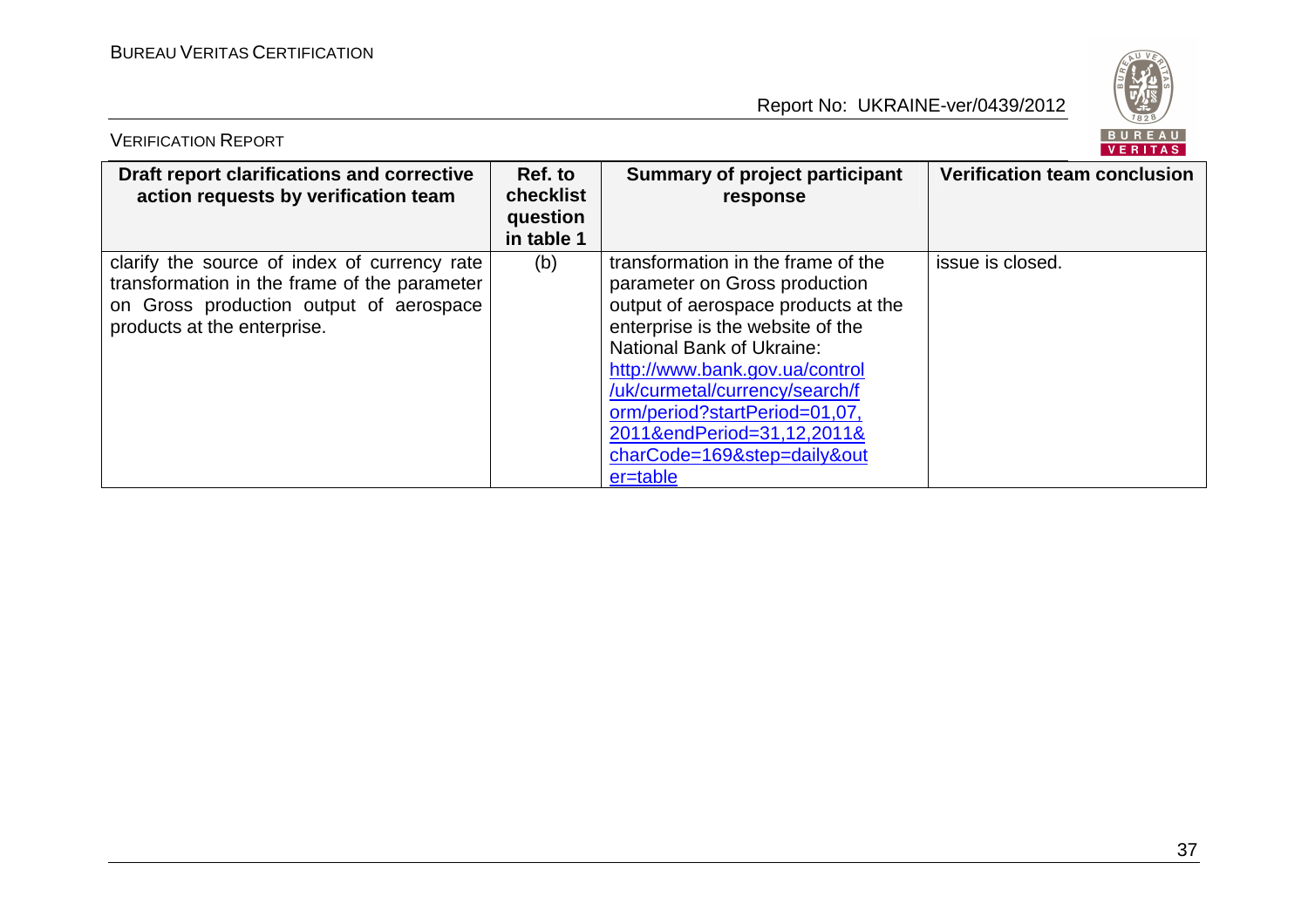| Draft report clarifications and corrective action requests by verification team | Ref. to checklist question in table 1 | Summary of project participant response | Verification team conclusion |
|---|---|---|---|
| clarify the source of index of currency rate transformation in the frame of the parameter on Gross production output of aerospace products at the enterprise. | (b) | transformation in the frame of the parameter on Gross production output of aerospace products at the enterprise is the website of the National Bank of Ukraine: http://www.bank.gov.ua/control/uk/curmetal/currency/search/form/period?startPeriod=01,07,2011&endPeriod=31,12,2011&charCode=169&step=daily&outer=table | issue is closed. |